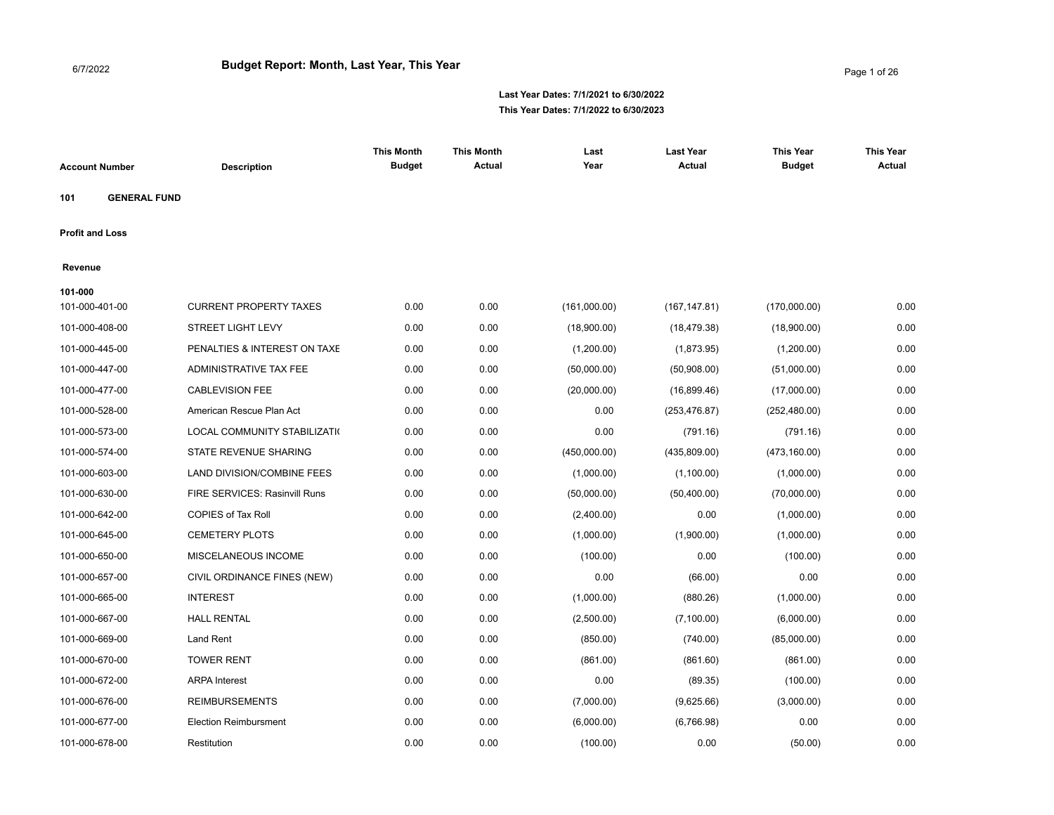6/7/2022

# Budget Report: Month, Last Year, This Year

**Last Year Dates: 7/1/2021 to 6/30/2022**
**This Year Dates: 7/1/2022 to 6/30/2023**

| Account Number | Description | This Month Budget | This Month Actual | Last Year | Last Year Actual | This Year Budget | This Year Actual |
|---|---|---|---|---|---|---|---|
| **101** | **GENERAL FUND** | | | | | | |
| **Profit and Loss** | | | | | | | |
| **Revenue** | | | | | | | |
| **101-000** | | | | | | | |
| 101-000-401-00 | CURRENT PROPERTY TAXES | 0.00 | 0.00 | (161,000.00) | (167,147.81) | (170,000.00) | 0.00 |
| 101-000-408-00 | STREET LIGHT LEVY | 0.00 | 0.00 | (18,900.00) | (18,479.38) | (18,900.00) | 0.00 |
| 101-000-445-00 | PENALTIES & INTEREST ON TAXE | 0.00 | 0.00 | (1,200.00) | (1,873.95) | (1,200.00) | 0.00 |
| 101-000-447-00 | ADMINISTRATIVE TAX FEE | 0.00 | 0.00 | (50,000.00) | (50,908.00) | (51,000.00) | 0.00 |
| 101-000-477-00 | CABLEVISION FEE | 0.00 | 0.00 | (20,000.00) | (16,899.46) | (17,000.00) | 0.00 |
| 101-000-528-00 | American Rescue Plan Act | 0.00 | 0.00 | 0.00 | (253,476.87) | (252,480.00) | 0.00 |
| 101-000-573-00 | LOCAL COMMUNITY STABILIZATI( | 0.00 | 0.00 | 0.00 | (791.16) | (791.16) | 0.00 |
| 101-000-574-00 | STATE REVENUE SHARING | 0.00 | 0.00 | (450,000.00) | (435,809.00) | (473,160.00) | 0.00 |
| 101-000-603-00 | LAND DIVISION/COMBINE FEES | 0.00 | 0.00 | (1,000.00) | (1,100.00) | (1,000.00) | 0.00 |
| 101-000-630-00 | FIRE SERVICES: Rasinvill Runs | 0.00 | 0.00 | (50,000.00) | (50,400.00) | (70,000.00) | 0.00 |
| 101-000-642-00 | COPIES of Tax Roll | 0.00 | 0.00 | (2,400.00) | 0.00 | (1,000.00) | 0.00 |
| 101-000-645-00 | CEMETERY PLOTS | 0.00 | 0.00 | (1,000.00) | (1,900.00) | (1,000.00) | 0.00 |
| 101-000-650-00 | MISCELANEOUS INCOME | 0.00 | 0.00 | (100.00) | 0.00 | (100.00) | 0.00 |
| 101-000-657-00 | CIVIL ORDINANCE FINES (NEW) | 0.00 | 0.00 | 0.00 | (66.00) | 0.00 | 0.00 |
| 101-000-665-00 | INTEREST | 0.00 | 0.00 | (1,000.00) | (880.26) | (1,000.00) | 0.00 |
| 101-000-667-00 | HALL RENTAL | 0.00 | 0.00 | (2,500.00) | (7,100.00) | (6,000.00) | 0.00 |
| 101-000-669-00 | Land Rent | 0.00 | 0.00 | (850.00) | (740.00) | (85,000.00) | 0.00 |
| 101-000-670-00 | TOWER RENT | 0.00 | 0.00 | (861.00) | (861.60) | (861.00) | 0.00 |
| 101-000-672-00 | ARPA Interest | 0.00 | 0.00 | 0.00 | (89.35) | (100.00) | 0.00 |
| 101-000-676-00 | REIMBURSEMENTS | 0.00 | 0.00 | (7,000.00) | (9,625.66) | (3,000.00) | 0.00 |
| 101-000-677-00 | Election Reimbursment | 0.00 | 0.00 | (6,000.00) | (6,766.98) | 0.00 | 0.00 |
| 101-000-678-00 | Restitution | 0.00 | 0.00 | (100.00) | 0.00 | (50.00) | 0.00 |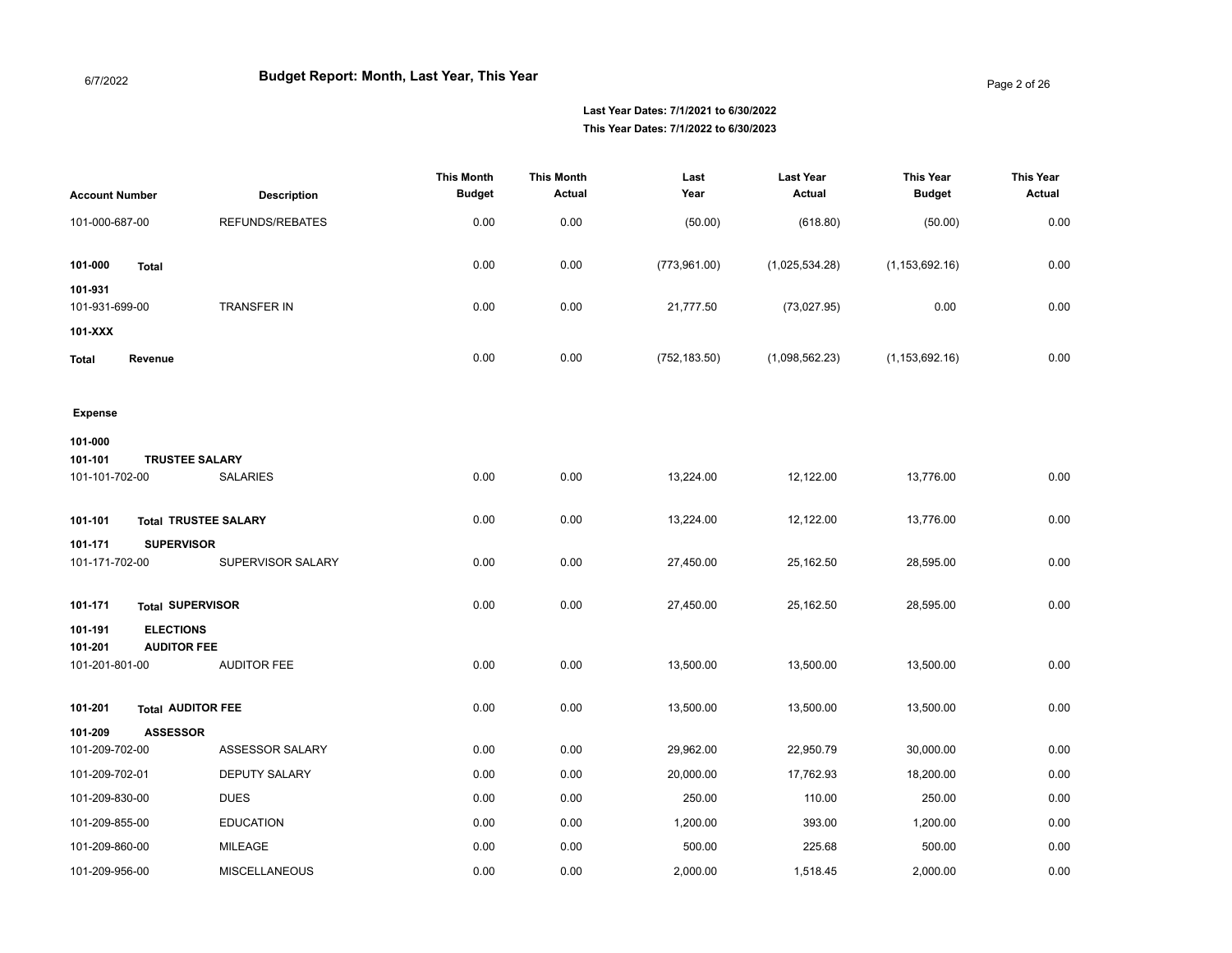**Budget Report: Month, Last Year, This Year**

6/7/2022

**Last Year Dates: 7/1/2021 to 6/30/2022**
**This Year Dates: 7/1/2022 to 6/30/2023**

| Account Number | Description | This Month Budget | This Month Actual | Last Year | Last Year Actual | This Year Budget | This Year Actual |
|---|---|---|---|---|---|---|---|
| 101-000-687-00 | REFUNDS/REBATES | 0.00 | 0.00 | (50.00) | (618.80) | (50.00) | 0.00 |
| **101-000** **Total** | | 0.00 | 0.00 | (773,961.00) | (1,025,534.28) | (1,153,692.16) | 0.00 |
| **101-931** | | | | | | | |
| 101-931-699-00 | TRANSFER IN | 0.00 | 0.00 | 21,777.50 | (73,027.95) | 0.00 | 0.00 |
| **101-XXX** | | | | | | | |
| **Total** **Revenue** | | 0.00 | 0.00 | (752,183.50) | (1,098,562.23) | (1,153,692.16) | 0.00 |
| **Expense** | | | | | | | |
| **101-000** | | | | | | | |
| **101-101** **TRUSTEE SALARY** | | | | | | | |
| 101-101-702-00 | SALARIES | 0.00 | 0.00 | 13,224.00 | 12,122.00 | 13,776.00 | 0.00 |
| **101-101** **Total TRUSTEE SALARY** | | 0.00 | 0.00 | 13,224.00 | 12,122.00 | 13,776.00 | 0.00 |
| **101-171** **SUPERVISOR** | | | | | | | |
| 101-171-702-00 | SUPERVISOR SALARY | 0.00 | 0.00 | 27,450.00 | 25,162.50 | 28,595.00 | 0.00 |
| **101-171** **Total SUPERVISOR** | | 0.00 | 0.00 | 27,450.00 | 25,162.50 | 28,595.00 | 0.00 |
| **101-191** **ELECTIONS** | | | | | | | |
| **101-201** **AUDITOR FEE** | | | | | | | |
| 101-201-801-00 | AUDITOR FEE | 0.00 | 0.00 | 13,500.00 | 13,500.00 | 13,500.00 | 0.00 |
| **101-201** **Total AUDITOR FEE** | | 0.00 | 0.00 | 13,500.00 | 13,500.00 | 13,500.00 | 0.00 |
| **101-209** **ASSESSOR** | | | | | | | |
| 101-209-702-00 | ASSESSOR SALARY | 0.00 | 0.00 | 29,962.00 | 22,950.79 | 30,000.00 | 0.00 |
| 101-209-702-01 | DEPUTY SALARY | 0.00 | 0.00 | 20,000.00 | 17,762.93 | 18,200.00 | 0.00 |
| 101-209-830-00 | DUES | 0.00 | 0.00 | 250.00 | 110.00 | 250.00 | 0.00 |
| 101-209-855-00 | EDUCATION | 0.00 | 0.00 | 1,200.00 | 393.00 | 1,200.00 | 0.00 |
| 101-209-860-00 | MILEAGE | 0.00 | 0.00 | 500.00 | 225.68 | 500.00 | 0.00 |
| 101-209-956-00 | MISCELLANEOUS | 0.00 | 0.00 | 2,000.00 | 1,518.45 | 2,000.00 | 0.00 |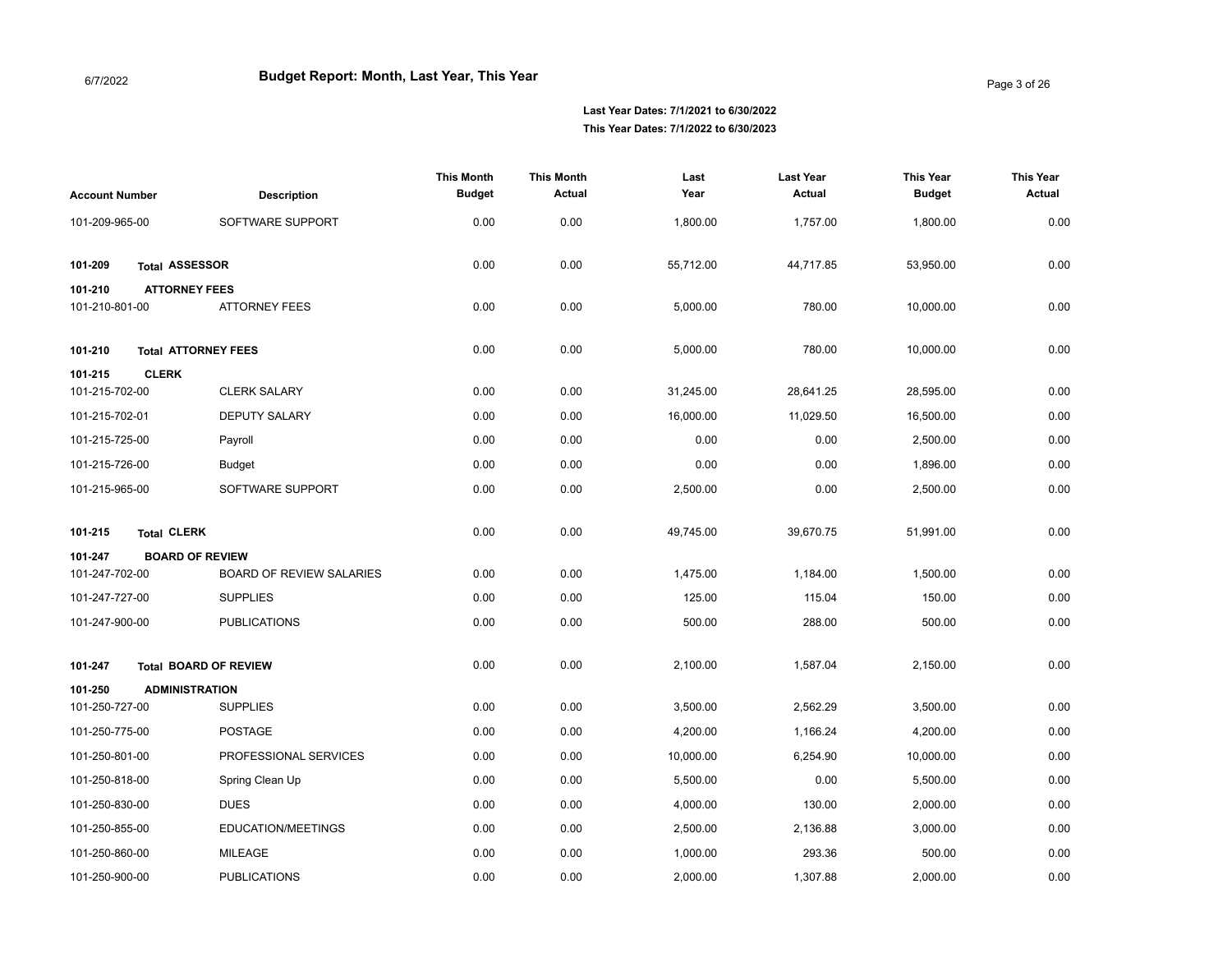# Budget Report: Month, Last Year, This Year

6/7/2022

**Last Year Dates: 7/1/2021 to 6/30/2022**
**This Year Dates: 7/1/2022 to 6/30/2023**

| Account Number | Description | This Month Budget | This Month Actual | Last Year | Last Year Actual | This Year Budget | This Year Actual |
|---|---|---|---|---|---|---|---|
| 101-209-965-00 | SOFTWARE SUPPORT | 0.00 | 0.00 | 1,800.00 | 1,757.00 | 1,800.00 | 0.00 |
| **101-209** | **Total ASSESSOR** | 0.00 | 0.00 | 55,712.00 | 44,717.85 | 53,950.00 | 0.00 |
| **101-210** | **ATTORNEY FEES** | | | | | | |
| 101-210-801-00 | ATTORNEY FEES | 0.00 | 0.00 | 5,000.00 | 780.00 | 10,000.00 | 0.00 |
| **101-210** | **Total ATTORNEY FEES** | 0.00 | 0.00 | 5,000.00 | 780.00 | 10,000.00 | 0.00 |
| **101-215** | **CLERK** | | | | | | |
| 101-215-702-00 | CLERK SALARY | 0.00 | 0.00 | 31,245.00 | 28,641.25 | 28,595.00 | 0.00 |
| 101-215-702-01 | DEPUTY SALARY | 0.00 | 0.00 | 16,000.00 | 11,029.50 | 16,500.00 | 0.00 |
| 101-215-725-00 | Payroll | 0.00 | 0.00 | 0.00 | 0.00 | 2,500.00 | 0.00 |
| 101-215-726-00 | Budget | 0.00 | 0.00 | 0.00 | 0.00 | 1,896.00 | 0.00 |
| 101-215-965-00 | SOFTWARE SUPPORT | 0.00 | 0.00 | 2,500.00 | 0.00 | 2,500.00 | 0.00 |
| **101-215** | **Total CLERK** | 0.00 | 0.00 | 49,745.00 | 39,670.75 | 51,991.00 | 0.00 |
| **101-247** | **BOARD OF REVIEW** | | | | | | |
| 101-247-702-00 | BOARD OF REVIEW SALARIES | 0.00 | 0.00 | 1,475.00 | 1,184.00 | 1,500.00 | 0.00 |
| 101-247-727-00 | SUPPLIES | 0.00 | 0.00 | 125.00 | 115.04 | 150.00 | 0.00 |
| 101-247-900-00 | PUBLICATIONS | 0.00 | 0.00 | 500.00 | 288.00 | 500.00 | 0.00 |
| **101-247** | **Total BOARD OF REVIEW** | 0.00 | 0.00 | 2,100.00 | 1,587.04 | 2,150.00 | 0.00 |
| **101-250** | **ADMINISTRATION** | | | | | | |
| 101-250-727-00 | SUPPLIES | 0.00 | 0.00 | 3,500.00 | 2,562.29 | 3,500.00 | 0.00 |
| 101-250-775-00 | POSTAGE | 0.00 | 0.00 | 4,200.00 | 1,166.24 | 4,200.00 | 0.00 |
| 101-250-801-00 | PROFESSIONAL SERVICES | 0.00 | 0.00 | 10,000.00 | 6,254.90 | 10,000.00 | 0.00 |
| 101-250-818-00 | Spring Clean Up | 0.00 | 0.00 | 5,500.00 | 0.00 | 5,500.00 | 0.00 |
| 101-250-830-00 | DUES | 0.00 | 0.00 | 4,000.00 | 130.00 | 2,000.00 | 0.00 |
| 101-250-855-00 | EDUCATION/MEETINGS | 0.00 | 0.00 | 2,500.00 | 2,136.88 | 3,000.00 | 0.00 |
| 101-250-860-00 | MILEAGE | 0.00 | 0.00 | 1,000.00 | 293.36 | 500.00 | 0.00 |
| 101-250-900-00 | PUBLICATIONS | 0.00 | 0.00 | 2,000.00 | 1,307.88 | 2,000.00 | 0.00 |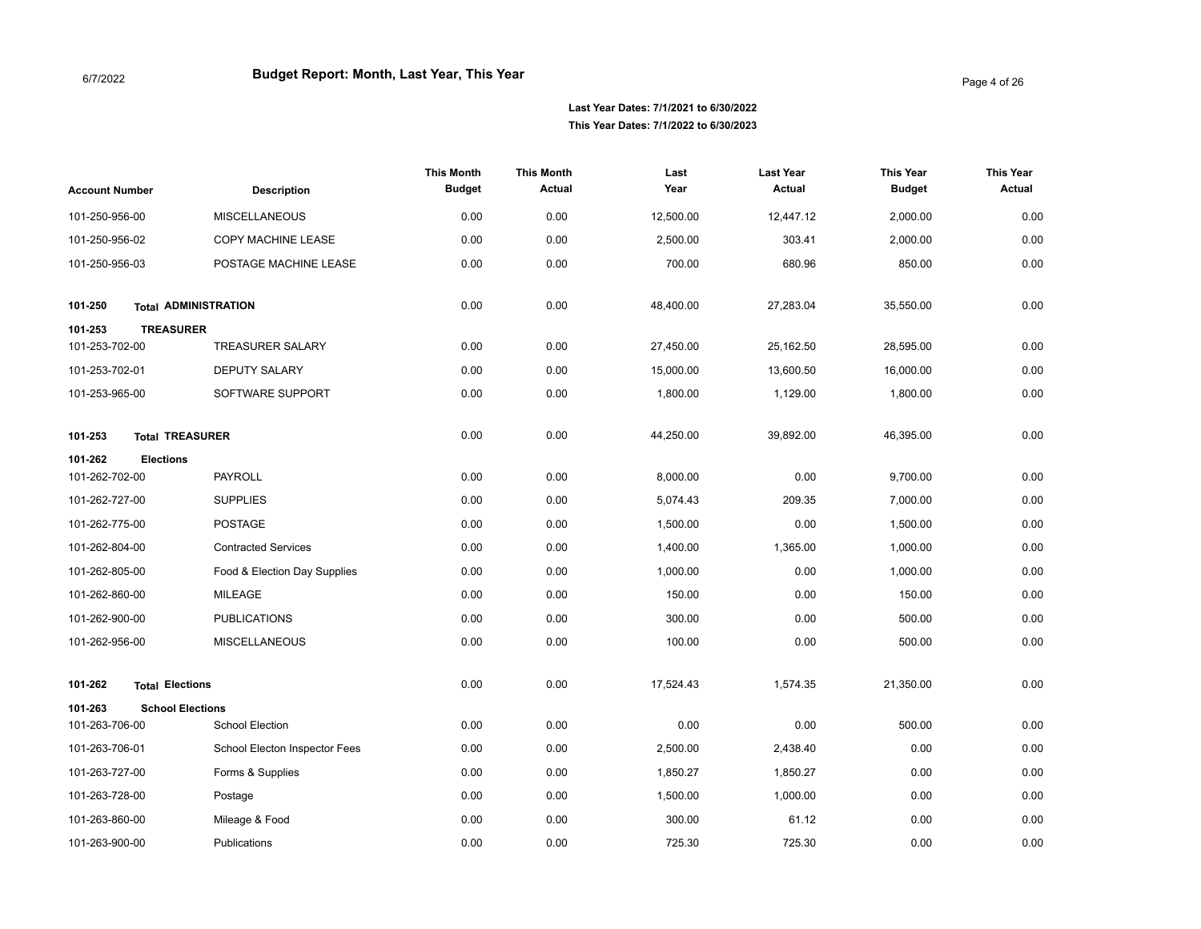# Budget Report: Month, Last Year, This Year

**Last Year Dates: 7/1/2021 to 6/30/2022**
**This Year Dates: 7/1/2022 to 6/30/2023**

| Account Number | Description | This Month Budget | This Month Actual | Last Year | Last Year Actual | This Year Budget | This Year Actual |
|---|---|---|---|---|---|---|---|
| 101-250-956-00 | MISCELLANEOUS | 0.00 | 0.00 | 12,500.00 | 12,447.12 | 2,000.00 | 0.00 |
| 101-250-956-02 | COPY MACHINE LEASE | 0.00 | 0.00 | 2,500.00 | 303.41 | 2,000.00 | 0.00 |
| 101-250-956-03 | POSTAGE MACHINE LEASE | 0.00 | 0.00 | 700.00 | 680.96 | 850.00 | 0.00 |
| **101-250** | **Total ADMINISTRATION** | 0.00 | 0.00 | 48,400.00 | 27,283.04 | 35,550.00 | 0.00 |
| **101-253** | **TREASURER** | | | | | | |
| 101-253-702-00 | TREASURER SALARY | 0.00 | 0.00 | 27,450.00 | 25,162.50 | 28,595.00 | 0.00 |
| 101-253-702-01 | DEPUTY SALARY | 0.00 | 0.00 | 15,000.00 | 13,600.50 | 16,000.00 | 0.00 |
| 101-253-965-00 | SOFTWARE SUPPORT | 0.00 | 0.00 | 1,800.00 | 1,129.00 | 1,800.00 | 0.00 |
| **101-253** | **Total TREASURER** | 0.00 | 0.00 | 44,250.00 | 39,892.00 | 46,395.00 | 0.00 |
| **101-262** | **Elections** | | | | | | |
| 101-262-702-00 | PAYROLL | 0.00 | 0.00 | 8,000.00 | 0.00 | 9,700.00 | 0.00 |
| 101-262-727-00 | SUPPLIES | 0.00 | 0.00 | 5,074.43 | 209.35 | 7,000.00 | 0.00 |
| 101-262-775-00 | POSTAGE | 0.00 | 0.00 | 1,500.00 | 0.00 | 1,500.00 | 0.00 |
| 101-262-804-00 | Contracted Services | 0.00 | 0.00 | 1,400.00 | 1,365.00 | 1,000.00 | 0.00 |
| 101-262-805-00 | Food & Election Day Supplies | 0.00 | 0.00 | 1,000.00 | 0.00 | 1,000.00 | 0.00 |
| 101-262-860-00 | MILEAGE | 0.00 | 0.00 | 150.00 | 0.00 | 150.00 | 0.00 |
| 101-262-900-00 | PUBLICATIONS | 0.00 | 0.00 | 300.00 | 0.00 | 500.00 | 0.00 |
| 101-262-956-00 | MISCELLANEOUS | 0.00 | 0.00 | 100.00 | 0.00 | 500.00 | 0.00 |
| **101-262** | **Total Elections** | 0.00 | 0.00 | 17,524.43 | 1,574.35 | 21,350.00 | 0.00 |
| **101-263** | **School Elections** | | | | | | |
| 101-263-706-00 | School Election | 0.00 | 0.00 | 0.00 | 0.00 | 500.00 | 0.00 |
| 101-263-706-01 | School Electon Inspector Fees | 0.00 | 0.00 | 2,500.00 | 2,438.40 | 0.00 | 0.00 |
| 101-263-727-00 | Forms & Supplies | 0.00 | 0.00 | 1,850.27 | 1,850.27 | 0.00 | 0.00 |
| 101-263-728-00 | Postage | 0.00 | 0.00 | 1,500.00 | 1,000.00 | 0.00 | 0.00 |
| 101-263-860-00 | Mileage & Food | 0.00 | 0.00 | 300.00 | 61.12 | 0.00 | 0.00 |
| 101-263-900-00 | Publications | 0.00 | 0.00 | 725.30 | 725.30 | 0.00 | 0.00 |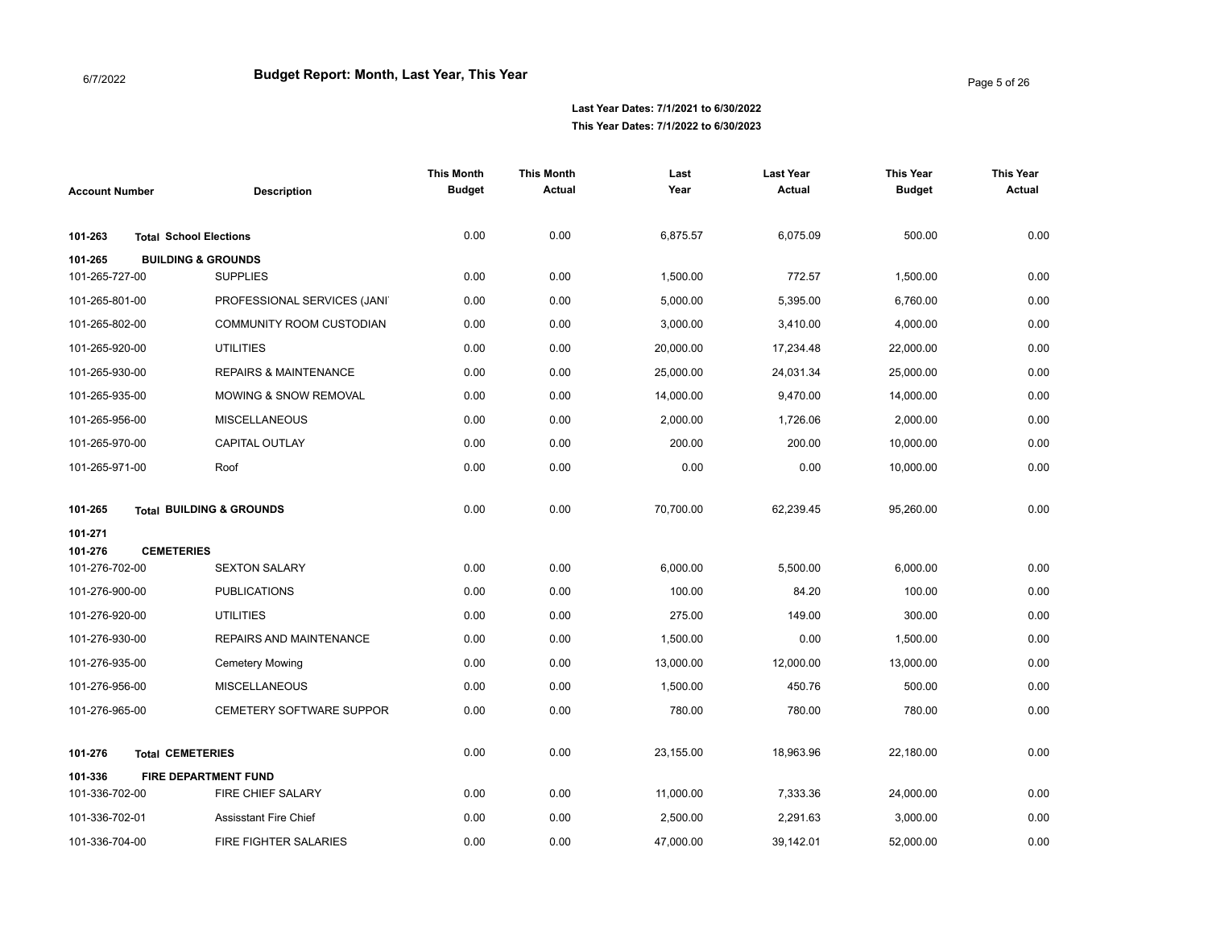# Budget Report: Month, Last Year, This Year

6/7/2022

**Last Year Dates: 7/1/2021 to 6/30/2022**
**This Year Dates: 7/1/2022 to 6/30/2023**

| Account Number | Description | This Month Budget | This Month Actual | Last Year | Last Year Actual | This Year Budget | This Year Actual |
|---|---|---|---|---|---|---|---|
| **101-263** | **Total School Elections** | 0.00 | 0.00 | 6,875.57 | 6,075.09 | 500.00 | 0.00 |
| **101-265** | **BUILDING & GROUNDS** | | | | | | |
| 101-265-727-00 | SUPPLIES | 0.00 | 0.00 | 1,500.00 | 772.57 | 1,500.00 | 0.00 |
| 101-265-801-00 | PROFESSIONAL SERVICES (JANI | 0.00 | 0.00 | 5,000.00 | 5,395.00 | 6,760.00 | 0.00 |
| 101-265-802-00 | COMMUNITY ROOM CUSTODIAN | 0.00 | 0.00 | 3,000.00 | 3,410.00 | 4,000.00 | 0.00 |
| 101-265-920-00 | UTILITIES | 0.00 | 0.00 | 20,000.00 | 17,234.48 | 22,000.00 | 0.00 |
| 101-265-930-00 | REPAIRS & MAINTENANCE | 0.00 | 0.00 | 25,000.00 | 24,031.34 | 25,000.00 | 0.00 |
| 101-265-935-00 | MOWING & SNOW REMOVAL | 0.00 | 0.00 | 14,000.00 | 9,470.00 | 14,000.00 | 0.00 |
| 101-265-956-00 | MISCELLANEOUS | 0.00 | 0.00 | 2,000.00 | 1,726.06 | 2,000.00 | 0.00 |
| 101-265-970-00 | CAPITAL OUTLAY | 0.00 | 0.00 | 200.00 | 200.00 | 10,000.00 | 0.00 |
| 101-265-971-00 | Roof | 0.00 | 0.00 | 0.00 | 0.00 | 10,000.00 | 0.00 |
| **101-265** | **Total BUILDING & GROUNDS** | 0.00 | 0.00 | 70,700.00 | 62,239.45 | 95,260.00 | 0.00 |
| **101-271** | | | | | | | |
| **101-276** | **CEMETERIES** | | | | | | |
| 101-276-702-00 | SEXTON SALARY | 0.00 | 0.00 | 6,000.00 | 5,500.00 | 6,000.00 | 0.00 |
| 101-276-900-00 | PUBLICATIONS | 0.00 | 0.00 | 100.00 | 84.20 | 100.00 | 0.00 |
| 101-276-920-00 | UTILITIES | 0.00 | 0.00 | 275.00 | 149.00 | 300.00 | 0.00 |
| 101-276-930-00 | REPAIRS AND MAINTENANCE | 0.00 | 0.00 | 1,500.00 | 0.00 | 1,500.00 | 0.00 |
| 101-276-935-00 | Cemetery Mowing | 0.00 | 0.00 | 13,000.00 | 12,000.00 | 13,000.00 | 0.00 |
| 101-276-956-00 | MISCELLANEOUS | 0.00 | 0.00 | 1,500.00 | 450.76 | 500.00 | 0.00 |
| 101-276-965-00 | CEMETERY SOFTWARE SUPPOR | 0.00 | 0.00 | 780.00 | 780.00 | 780.00 | 0.00 |
| **101-276** | **Total CEMETERIES** | 0.00 | 0.00 | 23,155.00 | 18,963.96 | 22,180.00 | 0.00 |
| **101-336** | **FIRE DEPARTMENT FUND** | | | | | | |
| 101-336-702-00 | FIRE CHIEF SALARY | 0.00 | 0.00 | 11,000.00 | 7,333.36 | 24,000.00 | 0.00 |
| 101-336-702-01 | Assisstant Fire Chief | 0.00 | 0.00 | 2,500.00 | 2,291.63 | 3,000.00 | 0.00 |
| 101-336-704-00 | FIRE FIGHTER SALARIES | 0.00 | 0.00 | 47,000.00 | 39,142.01 | 52,000.00 | 0.00 |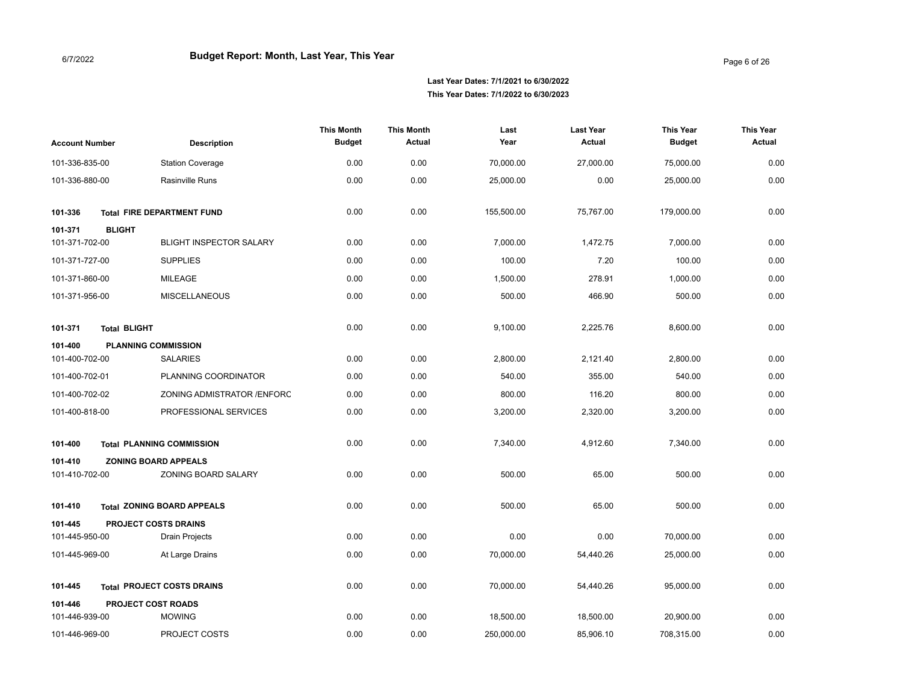# Budget Report: Month, Last Year, This Year

6/7/2022

**Last Year Dates: 7/1/2021 to 6/30/2022**
**This Year Dates: 7/1/2022 to 6/30/2023**

| Account Number | Description | This Month Budget | This Month Actual | Last Year | Last Year Actual | This Year Budget | This Year Actual |
|---|---|---|---|---|---|---|---|
| 101-336-835-00 | Station Coverage | 0.00 | 0.00 | 70,000.00 | 27,000.00 | 75,000.00 | 0.00 |
| 101-336-880-00 | Rasinville Runs | 0.00 | 0.00 | 25,000.00 | 0.00 | 25,000.00 | 0.00 |
| **101-336** | **Total FIRE DEPARTMENT FUND** | 0.00 | 0.00 | 155,500.00 | 75,767.00 | 179,000.00 | 0.00 |
| **101-371** | **BLIGHT** | | | | | | |
| 101-371-702-00 | BLIGHT INSPECTOR SALARY | 0.00 | 0.00 | 7,000.00 | 1,472.75 | 7,000.00 | 0.00 |
| 101-371-727-00 | SUPPLIES | 0.00 | 0.00 | 100.00 | 7.20 | 100.00 | 0.00 |
| 101-371-860-00 | MILEAGE | 0.00 | 0.00 | 1,500.00 | 278.91 | 1,000.00 | 0.00 |
| 101-371-956-00 | MISCELLANEOUS | 0.00 | 0.00 | 500.00 | 466.90 | 500.00 | 0.00 |
| **101-371** | **Total BLIGHT** | 0.00 | 0.00 | 9,100.00 | 2,225.76 | 8,600.00 | 0.00 |
| **101-400** | **PLANNING COMMISSION** | | | | | | |
| 101-400-702-00 | SALARIES | 0.00 | 0.00 | 2,800.00 | 2,121.40 | 2,800.00 | 0.00 |
| 101-400-702-01 | PLANNING COORDINATOR | 0.00 | 0.00 | 540.00 | 355.00 | 540.00 | 0.00 |
| 101-400-702-02 | ZONING ADMISTRATOR /ENFORC | 0.00 | 0.00 | 800.00 | 116.20 | 800.00 | 0.00 |
| 101-400-818-00 | PROFESSIONAL SERVICES | 0.00 | 0.00 | 3,200.00 | 2,320.00 | 3,200.00 | 0.00 |
| **101-400** | **Total PLANNING COMMISSION** | 0.00 | 0.00 | 7,340.00 | 4,912.60 | 7,340.00 | 0.00 |
| **101-410** | **ZONING BOARD APPEALS** | | | | | | |
| 101-410-702-00 | ZONING BOARD SALARY | 0.00 | 0.00 | 500.00 | 65.00 | 500.00 | 0.00 |
| **101-410** | **Total ZONING BOARD APPEALS** | 0.00 | 0.00 | 500.00 | 65.00 | 500.00 | 0.00 |
| **101-445** | **PROJECT COSTS DRAINS** | | | | | | |
| 101-445-950-00 | Drain Projects | 0.00 | 0.00 | 0.00 | 0.00 | 70,000.00 | 0.00 |
| 101-445-969-00 | At Large Drains | 0.00 | 0.00 | 70,000.00 | 54,440.26 | 25,000.00 | 0.00 |
| **101-445** | **Total PROJECT COSTS DRAINS** | 0.00 | 0.00 | 70,000.00 | 54,440.26 | 95,000.00 | 0.00 |
| **101-446** | **PROJECT COST ROADS** | | | | | | |
| 101-446-939-00 | MOWING | 0.00 | 0.00 | 18,500.00 | 18,500.00 | 20,900.00 | 0.00 |
| 101-446-969-00 | PROJECT COSTS | 0.00 | 0.00 | 250,000.00 | 85,906.10 | 708,315.00 | 0.00 |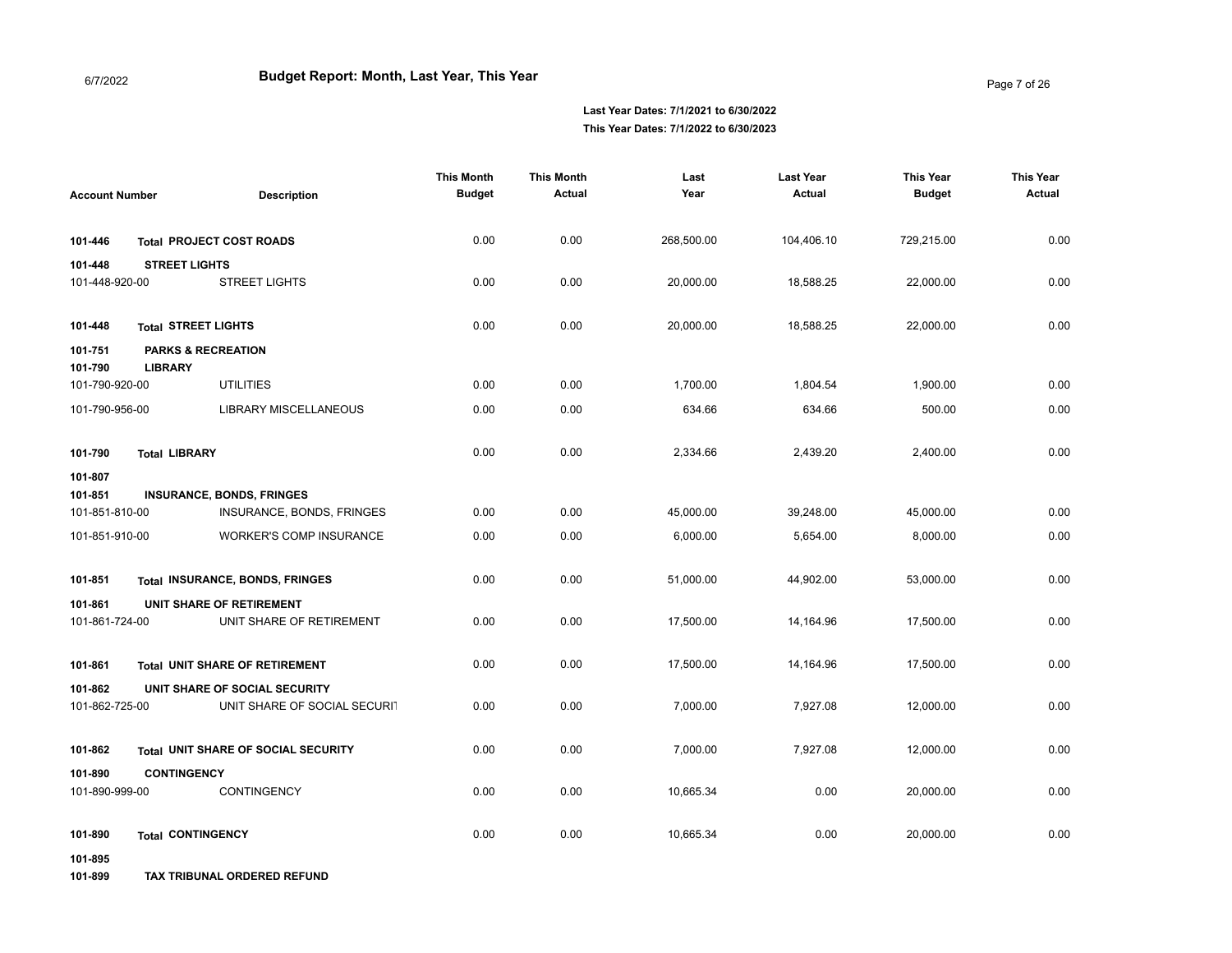# Budget Report: Month, Last Year, This Year

6/7/2022

**Last Year Dates: 7/1/2021 to 6/30/2022**
**This Year Dates: 7/1/2022 to 6/30/2023**

| Account Number | Description | This Month Budget | This Month Actual | Last Year | Last Year Actual | This Year Budget | This Year Actual |
|---|---|---|---|---|---|---|---|
| **101-446** | **Total PROJECT COST ROADS** | 0.00 | 0.00 | 268,500.00 | 104,406.10 | 729,215.00 | 0.00 |
| **101-448** | **STREET LIGHTS** | | | | | | |
| 101-448-920-00 | STREET LIGHTS | 0.00 | 0.00 | 20,000.00 | 18,588.25 | 22,000.00 | 0.00 |
| **101-448** | **Total STREET LIGHTS** | 0.00 | 0.00 | 20,000.00 | 18,588.25 | 22,000.00 | 0.00 |
| **101-751** | **PARKS & RECREATION** | | | | | | |
| **101-790** | **LIBRARY** | | | | | | |
| 101-790-920-00 | UTILITIES | 0.00 | 0.00 | 1,700.00 | 1,804.54 | 1,900.00 | 0.00 |
| 101-790-956-00 | LIBRARY MISCELLANEOUS | 0.00 | 0.00 | 634.66 | 634.66 | 500.00 | 0.00 |
| **101-790** | **Total LIBRARY** | 0.00 | 0.00 | 2,334.66 | 2,439.20 | 2,400.00 | 0.00 |
| **101-807** | | | | | | | |
| **101-851** | **INSURANCE, BONDS, FRINGES** | | | | | | |
| 101-851-810-00 | INSURANCE, BONDS, FRINGES | 0.00 | 0.00 | 45,000.00 | 39,248.00 | 45,000.00 | 0.00 |
| 101-851-910-00 | WORKER'S COMP INSURANCE | 0.00 | 0.00 | 6,000.00 | 5,654.00 | 8,000.00 | 0.00 |
| **101-851** | **Total INSURANCE, BONDS, FRINGES** | 0.00 | 0.00 | 51,000.00 | 44,902.00 | 53,000.00 | 0.00 |
| **101-861** | **UNIT SHARE OF RETIREMENT** | | | | | | |
| 101-861-724-00 | UNIT SHARE OF RETIREMENT | 0.00 | 0.00 | 17,500.00 | 14,164.96 | 17,500.00 | 0.00 |
| **101-861** | **Total UNIT SHARE OF RETIREMENT** | 0.00 | 0.00 | 17,500.00 | 14,164.96 | 17,500.00 | 0.00 |
| **101-862** | **UNIT SHARE OF SOCIAL SECURITY** | | | | | | |
| 101-862-725-00 | UNIT SHARE OF SOCIAL SECURIT | 0.00 | 0.00 | 7,000.00 | 7,927.08 | 12,000.00 | 0.00 |
| **101-862** | **Total UNIT SHARE OF SOCIAL SECURITY** | 0.00 | 0.00 | 7,000.00 | 7,927.08 | 12,000.00 | 0.00 |
| **101-890** | **CONTINGENCY** | | | | | | |
| 101-890-999-00 | CONTINGENCY | 0.00 | 0.00 | 10,665.34 | 0.00 | 20,000.00 | 0.00 |
| **101-890** | **Total CONTINGENCY** | 0.00 | 0.00 | 10,665.34 | 0.00 | 20,000.00 | 0.00 |
| **101-895** | | | | | | | |
| **101-899** | **TAX TRIBUNAL ORDERED REFUND** | | | | | | |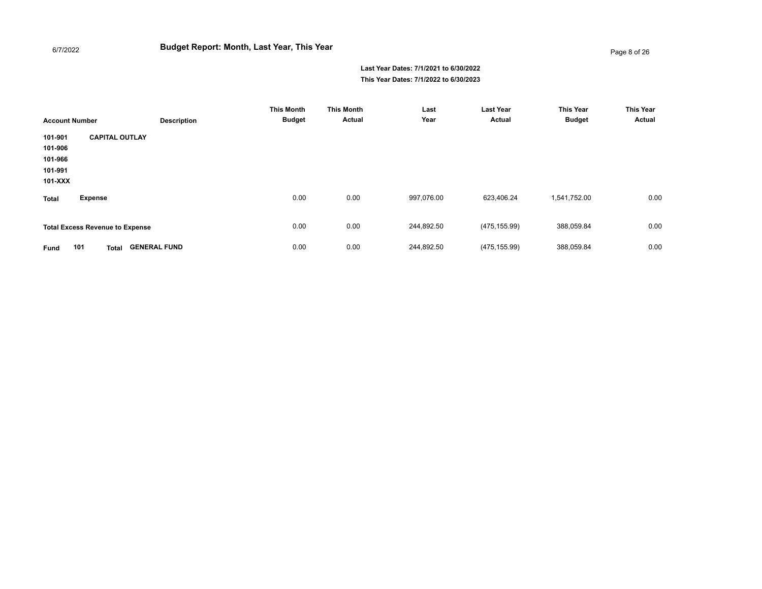## Budget Report: Month, Last Year, This Year

**Last Year Dates: 7/1/2021 to 6/30/2022**
**This Year Dates: 7/1/2022 to 6/30/2023**

| Account Number | Description | This Month Budget | This Month Actual | Last Year | Last Year Actual | This Year Budget | This Year Actual |
|---|---|---|---|---|---|---|---|
| **101-901** | **CAPITAL OUTLAY** | | | | | | |
| **101-906** | | | | | | | |
| **101-966** | | | | | | | |
| **101-991** | | | | | | | |
| **101-XXX** | | | | | | | |
| **Total** | **Expense** | 0.00 | 0.00 | 997,076.00 | 623,406.24 | 1,541,752.00 | 0.00 |
| **Total Excess Revenue to Expense** | | 0.00 | 0.00 | 244,892.50 | (475,155.99) | 388,059.84 | 0.00 |
| **Fund 101** | **Total GENERAL FUND** | 0.00 | 0.00 | 244,892.50 | (475,155.99) | 388,059.84 | 0.00 |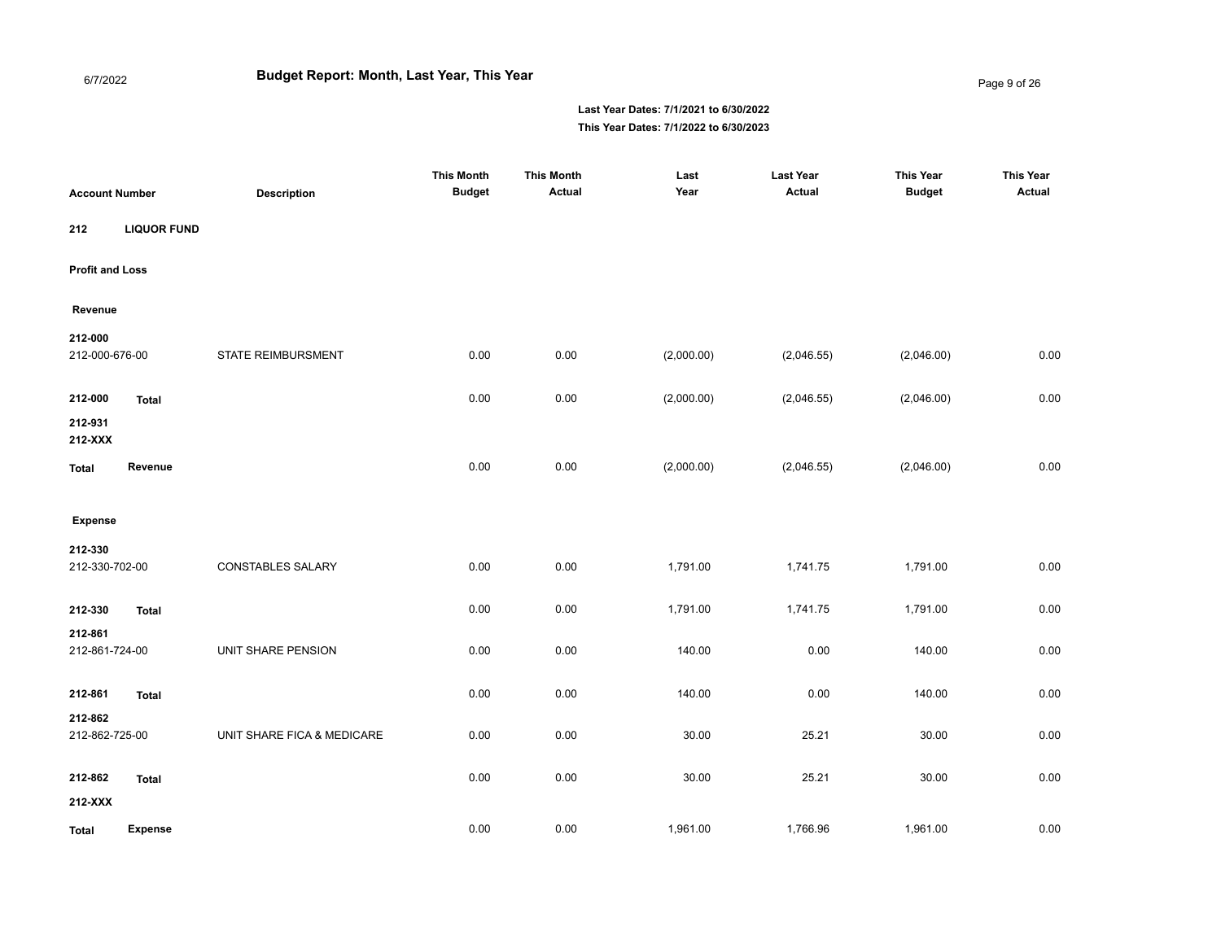# Budget Report: Month, Last Year, This Year

6/7/2022

**Last Year Dates: 7/1/2021 to 6/30/2022**
**This Year Dates: 7/1/2022 to 6/30/2023**

| Account Number | Description | This Month Budget | This Month Actual | Last Year | Last Year Actual | This Year Budget | This Year Actual |
|---|---|---|---|---|---|---|---|
| **212 LIQUOR FUND** | | | | | | | |
| **Profit and Loss** | | | | | | | |
| **Revenue** | | | | | | | |
| **212-000** | | | | | | | |
| 212-000-676-00 | STATE REIMBURSMENT | 0.00 | 0.00 | (2,000.00) | (2,046.55) | (2,046.00) | 0.00 |
| **212-000 Total** | | 0.00 | 0.00 | (2,000.00) | (2,046.55) | (2,046.00) | 0.00 |
| **212-931** | | | | | | | |
| **212-XXX** | | | | | | | |
| **Total Revenue** | | 0.00 | 0.00 | (2,000.00) | (2,046.55) | (2,046.00) | 0.00 |
| **Expense** | | | | | | | |
| **212-330** | | | | | | | |
| 212-330-702-00 | CONSTABLES SALARY | 0.00 | 0.00 | 1,791.00 | 1,741.75 | 1,791.00 | 0.00 |
| **212-330 Total** | | 0.00 | 0.00 | 1,791.00 | 1,741.75 | 1,791.00 | 0.00 |
| **212-861** | | | | | | | |
| 212-861-724-00 | UNIT SHARE PENSION | 0.00 | 0.00 | 140.00 | 0.00 | 140.00 | 0.00 |
| **212-861 Total** | | 0.00 | 0.00 | 140.00 | 0.00 | 140.00 | 0.00 |
| **212-862** | | | | | | | |
| 212-862-725-00 | UNIT SHARE FICA & MEDICARE | 0.00 | 0.00 | 30.00 | 25.21 | 30.00 | 0.00 |
| **212-862 Total** | | 0.00 | 0.00 | 30.00 | 25.21 | 30.00 | 0.00 |
| **212-XXX** | | | | | | | |
| **Total Expense** | | 0.00 | 0.00 | 1,961.00 | 1,766.96 | 1,961.00 | 0.00 |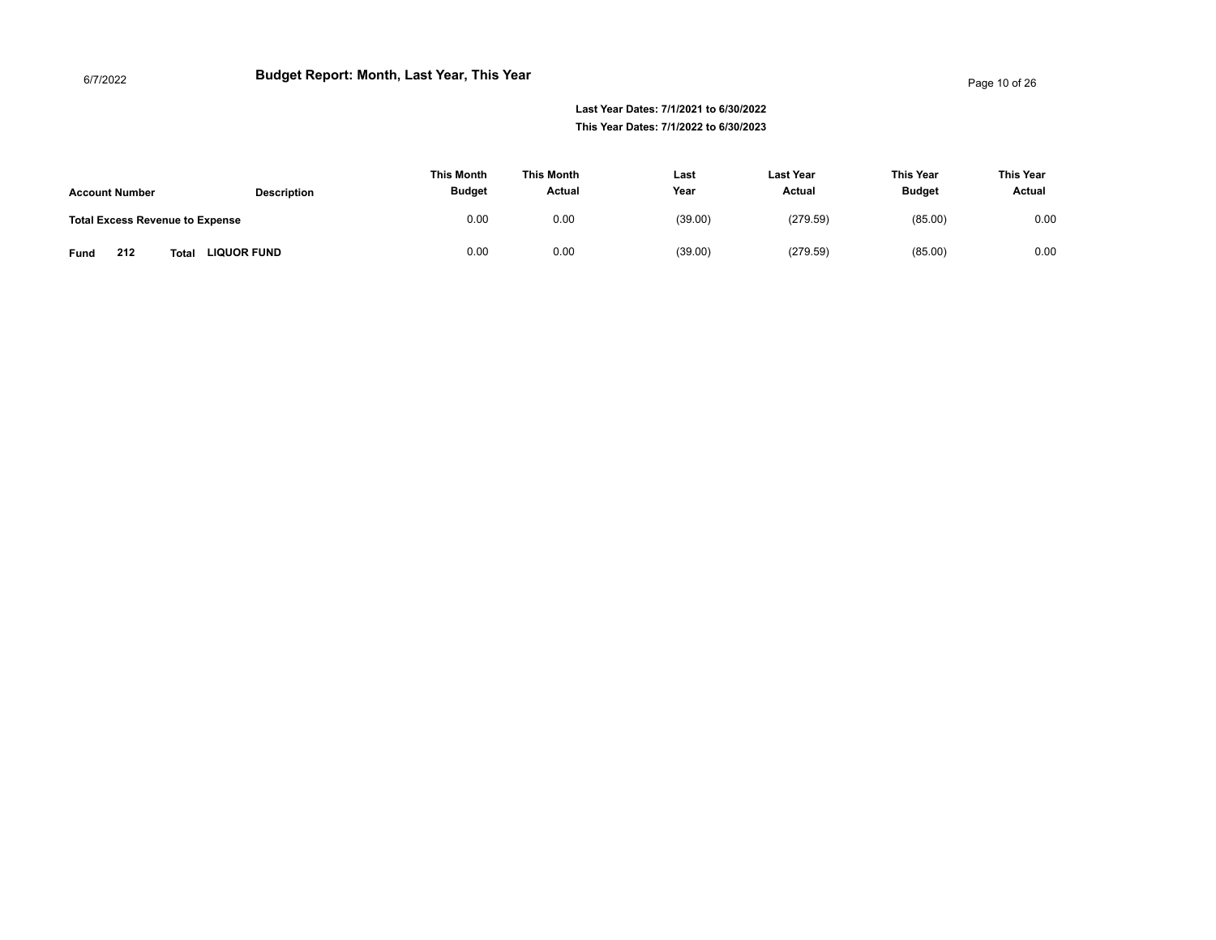# Budget Report: Month, Last Year, This Year

6/7/2022

**Last Year Dates: 7/1/2021 to 6/30/2022**
**This Year Dates: 7/1/2022 to 6/30/2023**

| Account Number | Description | This Month Budget | This Month Actual | Last Year | Last Year Actual | This Year Budget | This Year Actual |
|---|---|---|---|---|---|---|---|
| **Total Excess Revenue to Expense** | | 0.00 | 0.00 | (39.00) | (279.59) | (85.00) | 0.00 |
| **Fund 212** | **Total LIQUOR FUND** | 0.00 | 0.00 | (39.00) | (279.59) | (85.00) | 0.00 |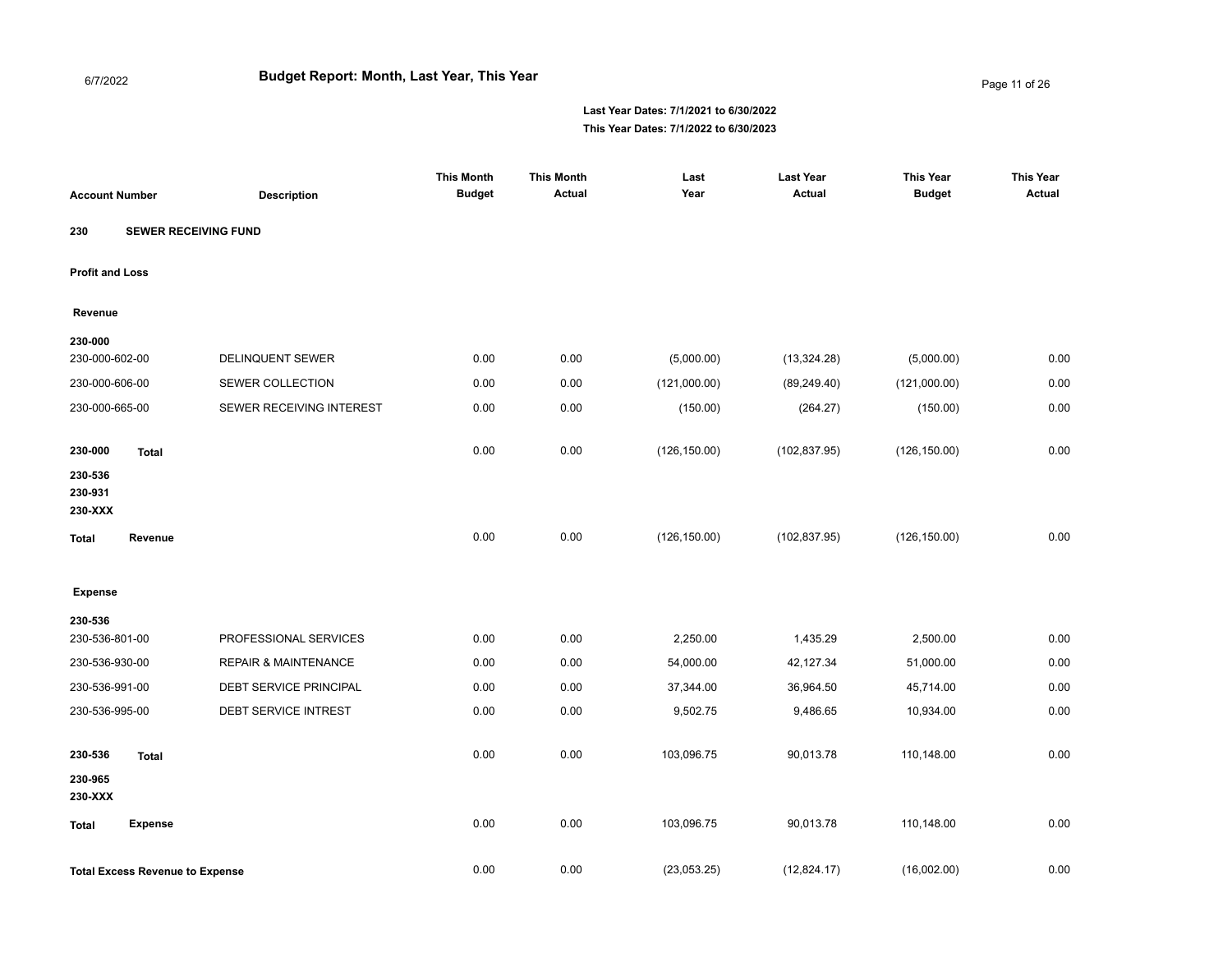# Budget Report: Month, Last Year, This Year

6/7/2022

**Last Year Dates: 7/1/2021 to 6/30/2022**
**This Year Dates: 7/1/2022 to 6/30/2023**

| Account Number | Description | This Month Budget | This Month Actual | Last Year | Last Year Actual | This Year Budget | This Year Actual |
|---|---|---|---|---|---|---|---|
| **230 SEWER RECEIVING FUND** | | | | | | | |
| **Profit and Loss** | | | | | | | |
| **Revenue** | | | | | | | |
| **230-000** | | | | | | | |
| 230-000-602-00 | DELINQUENT SEWER | 0.00 | 0.00 | (5,000.00) | (13,324.28) | (5,000.00) | 0.00 |
| 230-000-606-00 | SEWER COLLECTION | 0.00 | 0.00 | (121,000.00) | (89,249.40) | (121,000.00) | 0.00 |
| 230-000-665-00 | SEWER RECEIVING INTEREST | 0.00 | 0.00 | (150.00) | (264.27) | (150.00) | 0.00 |
| **230-000 Total** | | 0.00 | 0.00 | (126,150.00) | (102,837.95) | (126,150.00) | 0.00 |
| **230-536** | | | | | | | |
| **230-931** | | | | | | | |
| **230-XXX** | | | | | | | |
| **Total Revenue** | | 0.00 | 0.00 | (126,150.00) | (102,837.95) | (126,150.00) | 0.00 |
| **Expense** | | | | | | | |
| **230-536** | | | | | | | |
| 230-536-801-00 | PROFESSIONAL SERVICES | 0.00 | 0.00 | 2,250.00 | 1,435.29 | 2,500.00 | 0.00 |
| 230-536-930-00 | REPAIR & MAINTENANCE | 0.00 | 0.00 | 54,000.00 | 42,127.34 | 51,000.00 | 0.00 |
| 230-536-991-00 | DEBT SERVICE PRINCIPAL | 0.00 | 0.00 | 37,344.00 | 36,964.50 | 45,714.00 | 0.00 |
| 230-536-995-00 | DEBT SERVICE INTREST | 0.00 | 0.00 | 9,502.75 | 9,486.65 | 10,934.00 | 0.00 |
| **230-536 Total** | | 0.00 | 0.00 | 103,096.75 | 90,013.78 | 110,148.00 | 0.00 |
| **230-965** | | | | | | | |
| **230-XXX** | | | | | | | |
| **Total Expense** | | 0.00 | 0.00 | 103,096.75 | 90,013.78 | 110,148.00 | 0.00 |
| **Total Excess Revenue to Expense** | | 0.00 | 0.00 | (23,053.25) | (12,824.17) | (16,002.00) | 0.00 |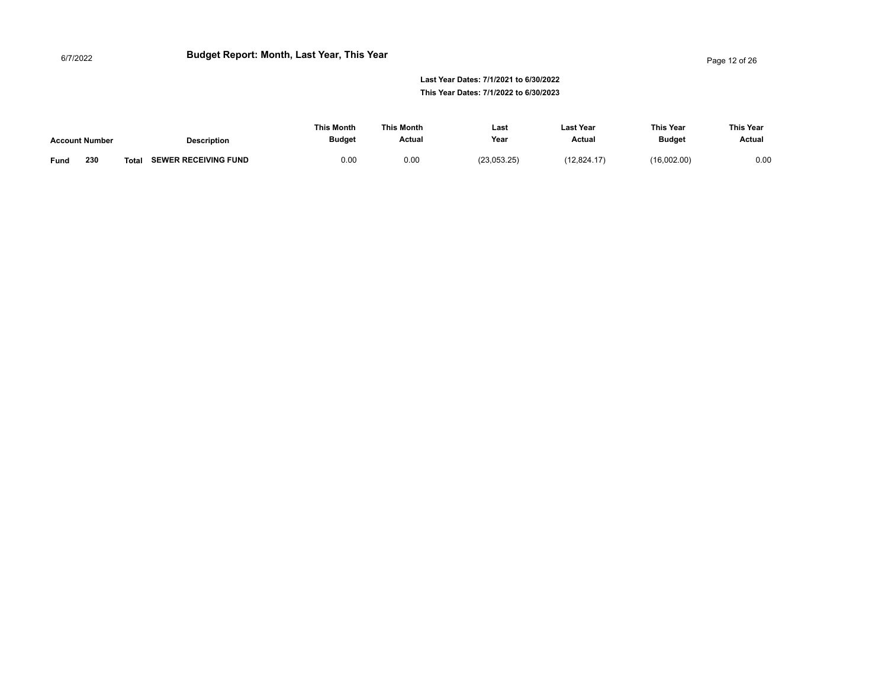# Budget Report: Month, Last Year, This Year

**Last Year Dates: 7/1/2021 to 6/30/2022**
**This Year Dates: 7/1/2022 to 6/30/2023**

| Account Number | | | Description | This Month Budget | This Month Actual | Last Year | Last Year Actual | This Year Budget | This Year Actual |
|---|---|---|---|---|---|---|---|---|---|
| **Fund** | **230** | **Total** | **SEWER RECEIVING FUND** | 0.00 | 0.00 | (23,053.25) | (12,824.17) | (16,002.00) | 0.00 |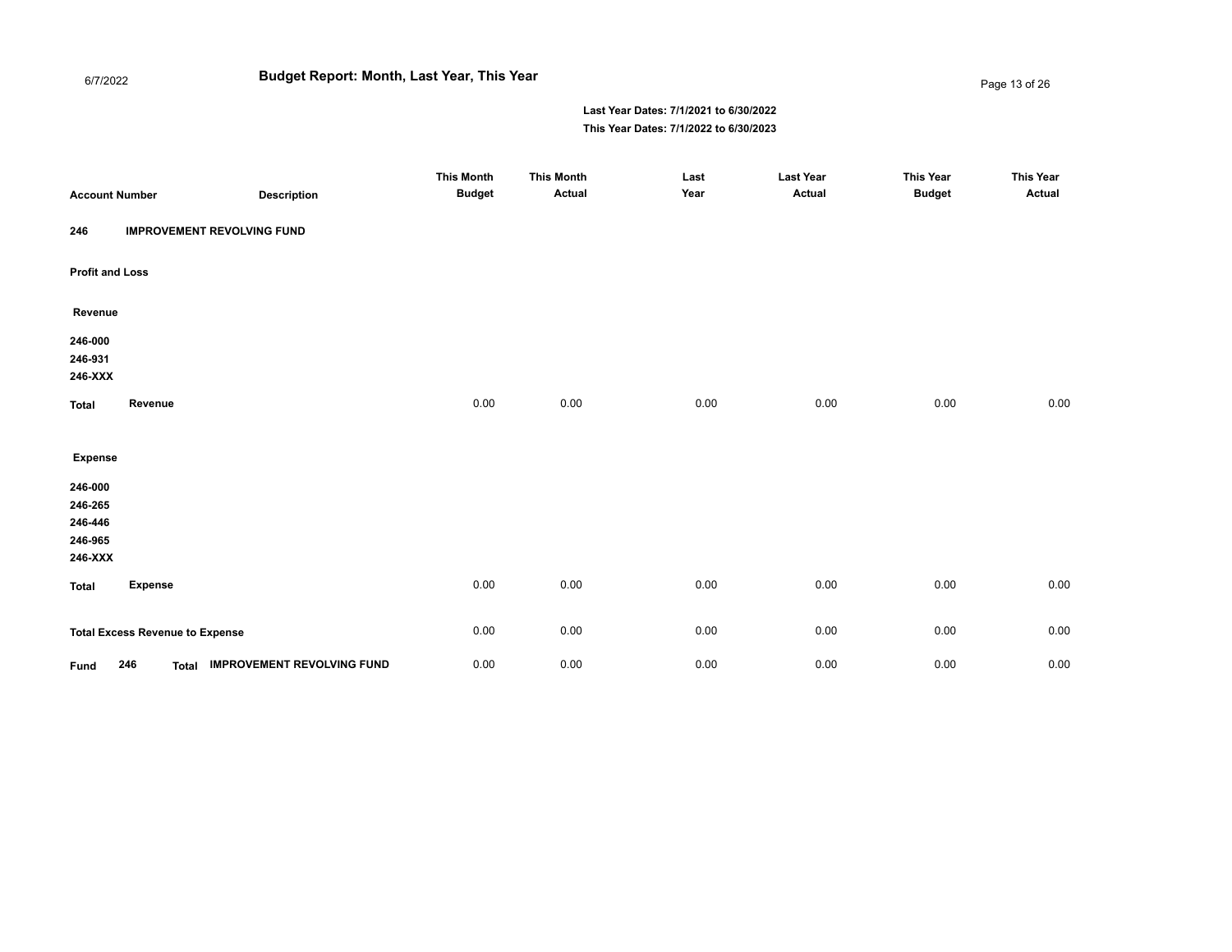# Budget Report: Month, Last Year, This Year

6/7/2022

**Last Year Dates: 7/1/2021 to 6/30/2022**
**This Year Dates: 7/1/2022 to 6/30/2023**

| Account Number | Description | This Month Budget | This Month Actual | Last Year | Last Year Actual | This Year Budget | This Year Actual |
|---|---|---|---|---|---|---|---|
| **246** | **IMPROVEMENT REVOLVING FUND** | | | | | | |
| **Profit and Loss** | | | | | | | |
| **Revenue** | | | | | | | |
| **246-000** | | | | | | | |
| **246-931** | | | | | | | |
| **246-XXX** | | | | | | | |
| **Total** | **Revenue** | 0.00 | 0.00 | 0.00 | 0.00 | 0.00 | 0.00 |
| **Expense** | | | | | | | |
| **246-000** | | | | | | | |
| **246-265** | | | | | | | |
| **246-446** | | | | | | | |
| **246-965** | | | | | | | |
| **246-XXX** | | | | | | | |
| **Total** | **Expense** | 0.00 | 0.00 | 0.00 | 0.00 | 0.00 | 0.00 |
| **Total Excess Revenue to Expense** | | 0.00 | 0.00 | 0.00 | 0.00 | 0.00 | 0.00 |
| **Fund 246 Total** | **IMPROVEMENT REVOLVING FUND** | 0.00 | 0.00 | 0.00 | 0.00 | 0.00 | 0.00 |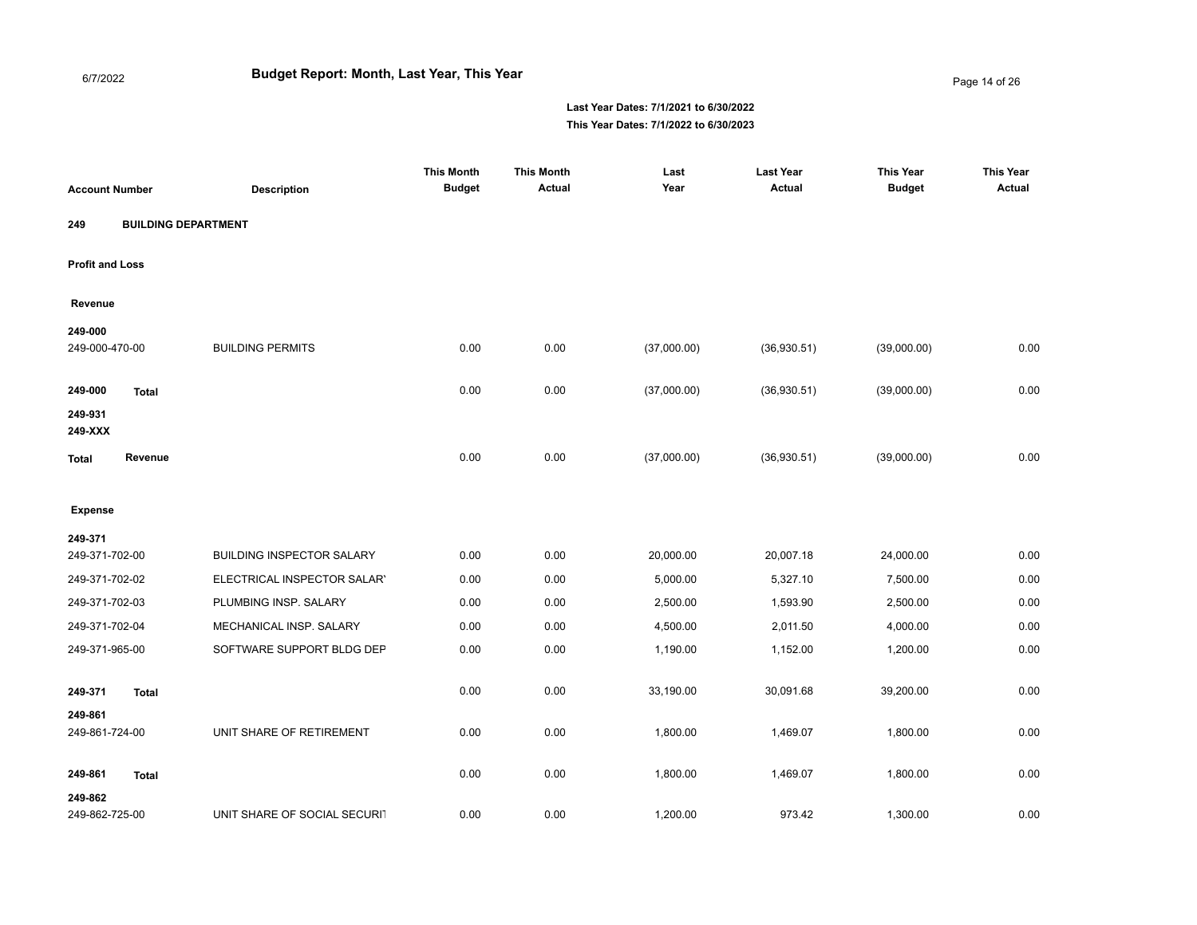# Budget Report: Month, Last Year, This Year

6/7/2022

**Last Year Dates: 7/1/2021 to 6/30/2022**
**This Year Dates: 7/1/2022 to 6/30/2023**

| Account Number | Description | This Month Budget | This Month Actual | Last Year | Last Year Actual | This Year Budget | This Year Actual |
|---|---|---|---|---|---|---|---|
| **249** | **BUILDING DEPARTMENT** | | | | | | |
| **Profit and Loss** | | | | | | | |
| **Revenue** | | | | | | | |
| **249-000** | | | | | | | |
| 249-000-470-00 | BUILDING PERMITS | 0.00 | 0.00 | (37,000.00) | (36,930.51) | (39,000.00) | 0.00 |
| **249-000 Total** | | 0.00 | 0.00 | (37,000.00) | (36,930.51) | (39,000.00) | 0.00 |
| **249-931** | | | | | | | |
| **249-XXX** | | | | | | | |
| **Total Revenue** | | 0.00 | 0.00 | (37,000.00) | (36,930.51) | (39,000.00) | 0.00 |
| **Expense** | | | | | | | |
| **249-371** | | | | | | | |
| 249-371-702-00 | BUILDING INSPECTOR SALARY | 0.00 | 0.00 | 20,000.00 | 20,007.18 | 24,000.00 | 0.00 |
| 249-371-702-02 | ELECTRICAL INSPECTOR SALARY | 0.00 | 0.00 | 5,000.00 | 5,327.10 | 7,500.00 | 0.00 |
| 249-371-702-03 | PLUMBING INSP. SALARY | 0.00 | 0.00 | 2,500.00 | 1,593.90 | 2,500.00 | 0.00 |
| 249-371-702-04 | MECHANICAL INSP. SALARY | 0.00 | 0.00 | 4,500.00 | 2,011.50 | 4,000.00 | 0.00 |
| 249-371-965-00 | SOFTWARE SUPPORT BLDG DEP | 0.00 | 0.00 | 1,190.00 | 1,152.00 | 1,200.00 | 0.00 |
| **249-371 Total** | | 0.00 | 0.00 | 33,190.00 | 30,091.68 | 39,200.00 | 0.00 |
| **249-861** | | | | | | | |
| 249-861-724-00 | UNIT SHARE OF RETIREMENT | 0.00 | 0.00 | 1,800.00 | 1,469.07 | 1,800.00 | 0.00 |
| **249-861 Total** | | 0.00 | 0.00 | 1,800.00 | 1,469.07 | 1,800.00 | 0.00 |
| **249-862** | | | | | | | |
| 249-862-725-00 | UNIT SHARE OF SOCIAL SECURIT | 0.00 | 0.00 | 1,200.00 | 973.42 | 1,300.00 | 0.00 |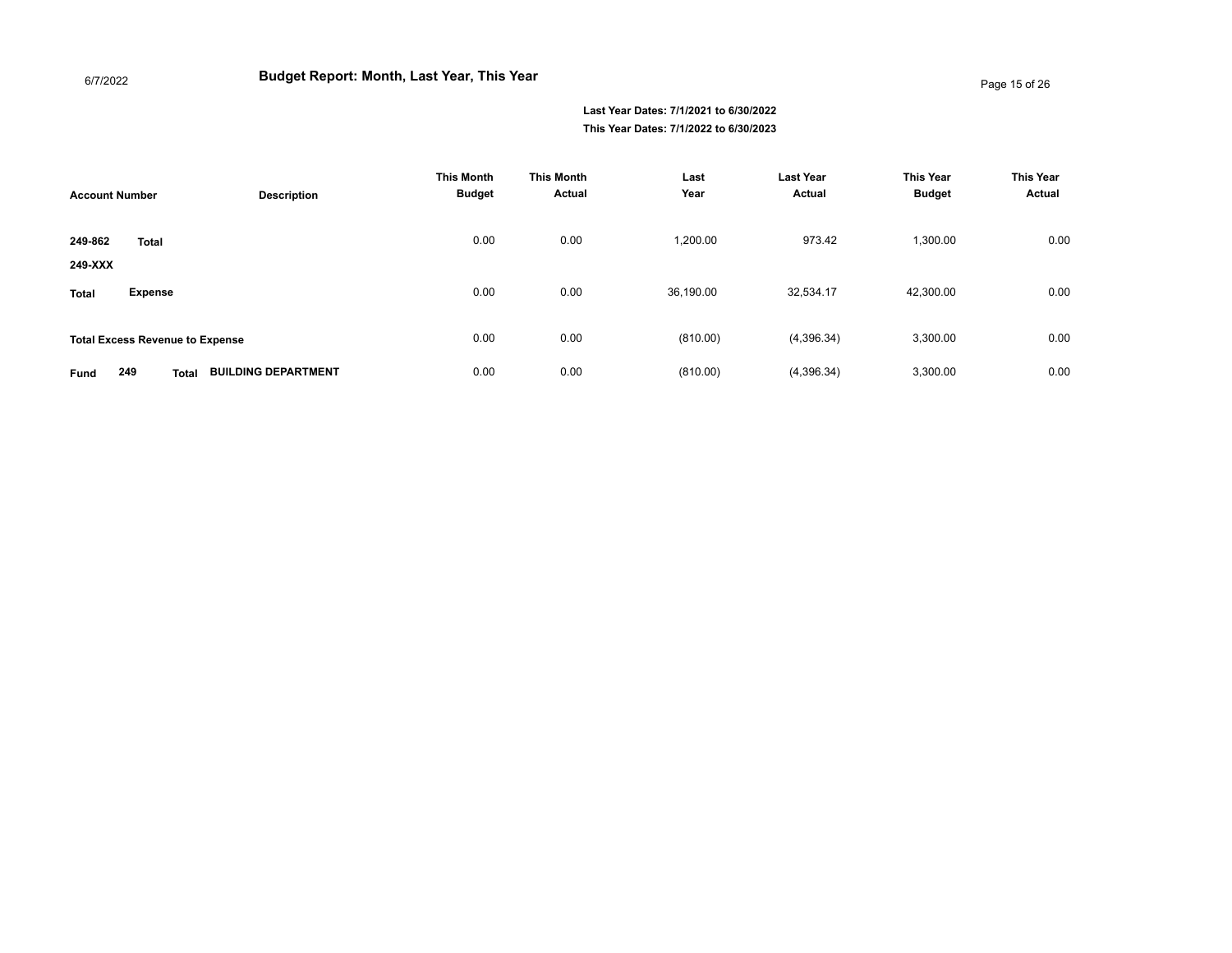# Budget Report: Month, Last Year, This Year

6/7/2022

**Last Year Dates: 7/1/2021 to 6/30/2022**
**This Year Dates: 7/1/2022 to 6/30/2023**

| Account Number | Description | This Month Budget | This Month Actual | Last Year | Last Year Actual | This Year Budget | This Year Actual |
|---|---|---|---|---|---|---|---|
| **249-862 Total** | | 0.00 | 0.00 | 1,200.00 | 973.42 | 1,300.00 | 0.00 |
| **249-XXX** | | | | | | | |
| **Total Expense** | | 0.00 | 0.00 | 36,190.00 | 32,534.17 | 42,300.00 | 0.00 |
| **Total Excess Revenue to Expense** | | 0.00 | 0.00 | (810.00) | (4,396.34) | 3,300.00 | 0.00 |
| **Fund 249 Total** | **BUILDING DEPARTMENT** | 0.00 | 0.00 | (810.00) | (4,396.34) | 3,300.00 | 0.00 |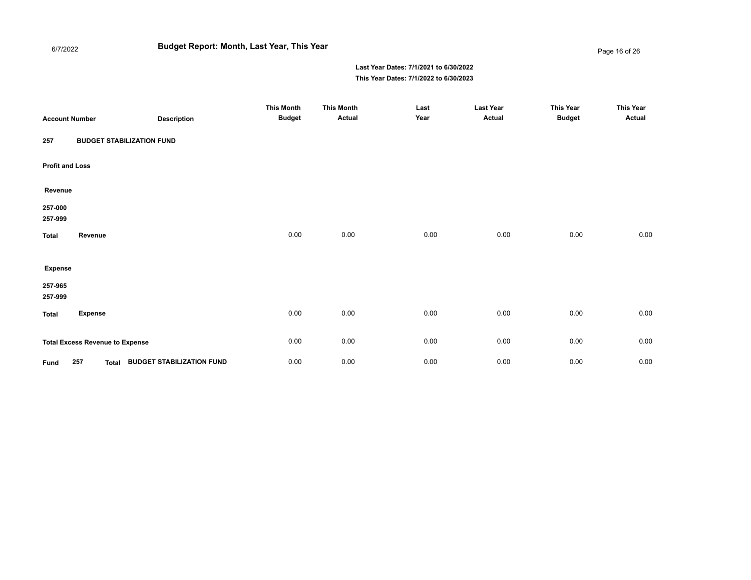**6/7/2022**

# Budget Report: Month, Last Year, This Year

**Last Year Dates: 7/1/2021 to 6/30/2022**
**This Year Dates: 7/1/2022 to 6/30/2023**

| Account Number | Description | This Month Budget | This Month Actual | Last Year | Last Year Actual | This Year Budget | This Year Actual |
|---|---|---|---|---|---|---|---|
| **257** | **BUDGET STABILIZATION FUND** | | | | | | |
| **Profit and Loss** | | | | | | | |
| **Revenue** | | | | | | | |
| **257-000** | | | | | | | |
| **257-999** | | | | | | | |
| **Total** | **Revenue** | 0.00 | 0.00 | 0.00 | 0.00 | 0.00 | 0.00 |
| **Expense** | | | | | | | |
| **257-965** | | | | | | | |
| **257-999** | | | | | | | |
| **Total** | **Expense** | 0.00 | 0.00 | 0.00 | 0.00 | 0.00 | 0.00 |
| **Total Excess Revenue to Expense** | | 0.00 | 0.00 | 0.00 | 0.00 | 0.00 | 0.00 |
| **Fund 257 Total** | **BUDGET STABILIZATION FUND** | 0.00 | 0.00 | 0.00 | 0.00 | 0.00 | 0.00 |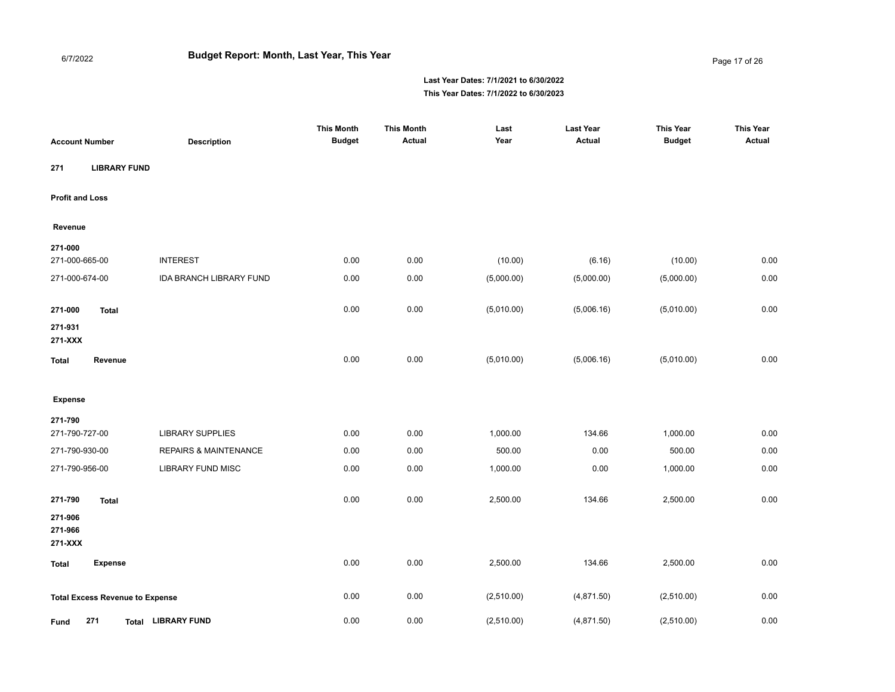**6/7/2022**

# Budget Report: Month, Last Year, This Year

**Last Year Dates: 7/1/2021 to 6/30/2022**
**This Year Dates: 7/1/2022 to 6/30/2023**

| Account Number | Description | This Month Budget | This Month Actual | Last Year | Last Year Actual | This Year Budget | This Year Actual |
|---|---|---|---|---|---|---|---|
| **271 LIBRARY FUND** | | | | | | | |
| **Profit and Loss** | | | | | | | |
| **Revenue** | | | | | | | |
| **271-000** | | | | | | | |
| 271-000-665-00 | INTEREST | 0.00 | 0.00 | (10.00) | (6.16) | (10.00) | 0.00 |
| 271-000-674-00 | IDA BRANCH LIBRARY FUND | 0.00 | 0.00 | (5,000.00) | (5,000.00) | (5,000.00) | 0.00 |
| **271-000 Total** | | 0.00 | 0.00 | (5,010.00) | (5,006.16) | (5,010.00) | 0.00 |
| **271-931** | | | | | | | |
| **271-XXX** | | | | | | | |
| **Total Revenue** | | 0.00 | 0.00 | (5,010.00) | (5,006.16) | (5,010.00) | 0.00 |
| **Expense** | | | | | | | |
| **271-790** | | | | | | | |
| 271-790-727-00 | LIBRARY SUPPLIES | 0.00 | 0.00 | 1,000.00 | 134.66 | 1,000.00 | 0.00 |
| 271-790-930-00 | REPAIRS & MAINTENANCE | 0.00 | 0.00 | 500.00 | 0.00 | 500.00 | 0.00 |
| 271-790-956-00 | LIBRARY FUND MISC | 0.00 | 0.00 | 1,000.00 | 0.00 | 1,000.00 | 0.00 |
| **271-790 Total** | | 0.00 | 0.00 | 2,500.00 | 134.66 | 2,500.00 | 0.00 |
| **271-906** | | | | | | | |
| **271-966** | | | | | | | |
| **271-XXX** | | | | | | | |
| **Total Expense** | | 0.00 | 0.00 | 2,500.00 | 134.66 | 2,500.00 | 0.00 |
| **Total Excess Revenue to Expense** | | 0.00 | 0.00 | (2,510.00) | (4,871.50) | (2,510.00) | 0.00 |
| **Fund 271 Total** | **LIBRARY FUND** | 0.00 | 0.00 | (2,510.00) | (4,871.50) | (2,510.00) | 0.00 |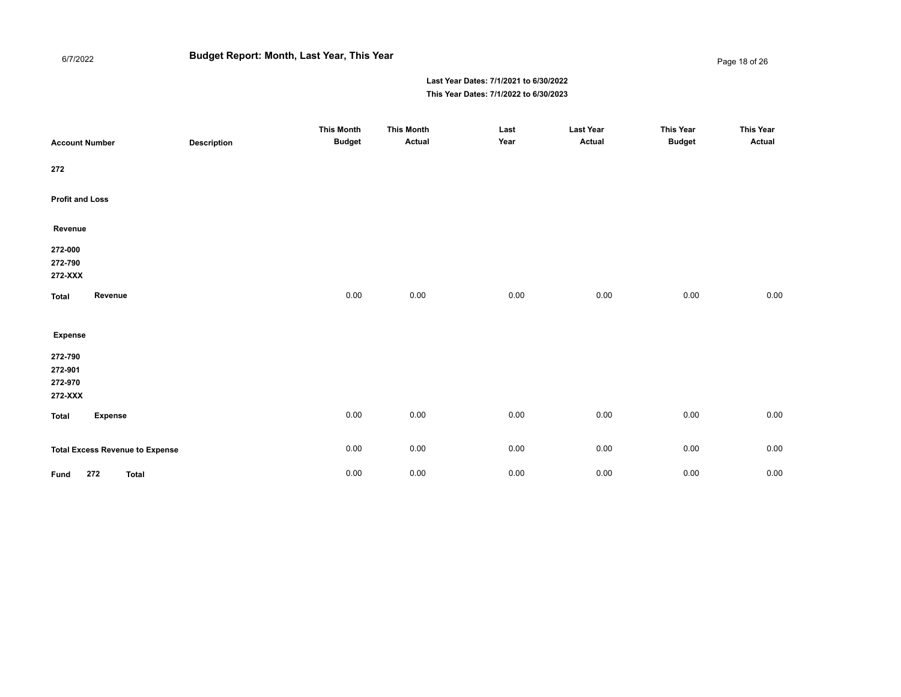# Budget Report: Month, Last Year, This Year

6/7/2022

**Last Year Dates: 7/1/2021 to 6/30/2022**
**This Year Dates: 7/1/2022 to 6/30/2023**

| Account Number | Description | This Month Budget | This Month Actual | Last Year | Last Year Actual | This Year Budget | This Year Actual |
|---|---|---|---|---|---|---|---|
| **272** | | | | | | | |
| **Profit and Loss** | | | | | | | |
| **Revenue** | | | | | | | |
| **272-000** | | | | | | | |
| **272-790** | | | | | | | |
| **272-XXX** | | | | | | | |
| **Total** **Revenue** | | 0.00 | 0.00 | 0.00 | 0.00 | 0.00 | 0.00 |
| **Expense** | | | | | | | |
| **272-790** | | | | | | | |
| **272-901** | | | | | | | |
| **272-970** | | | | | | | |
| **272-XXX** | | | | | | | |
| **Total** **Expense** | | 0.00 | 0.00 | 0.00 | 0.00 | 0.00 | 0.00 |
| **Total Excess Revenue to Expense** | | 0.00 | 0.00 | 0.00 | 0.00 | 0.00 | 0.00 |
| **Fund** **272** **Total** | | 0.00 | 0.00 | 0.00 | 0.00 | 0.00 | 0.00 |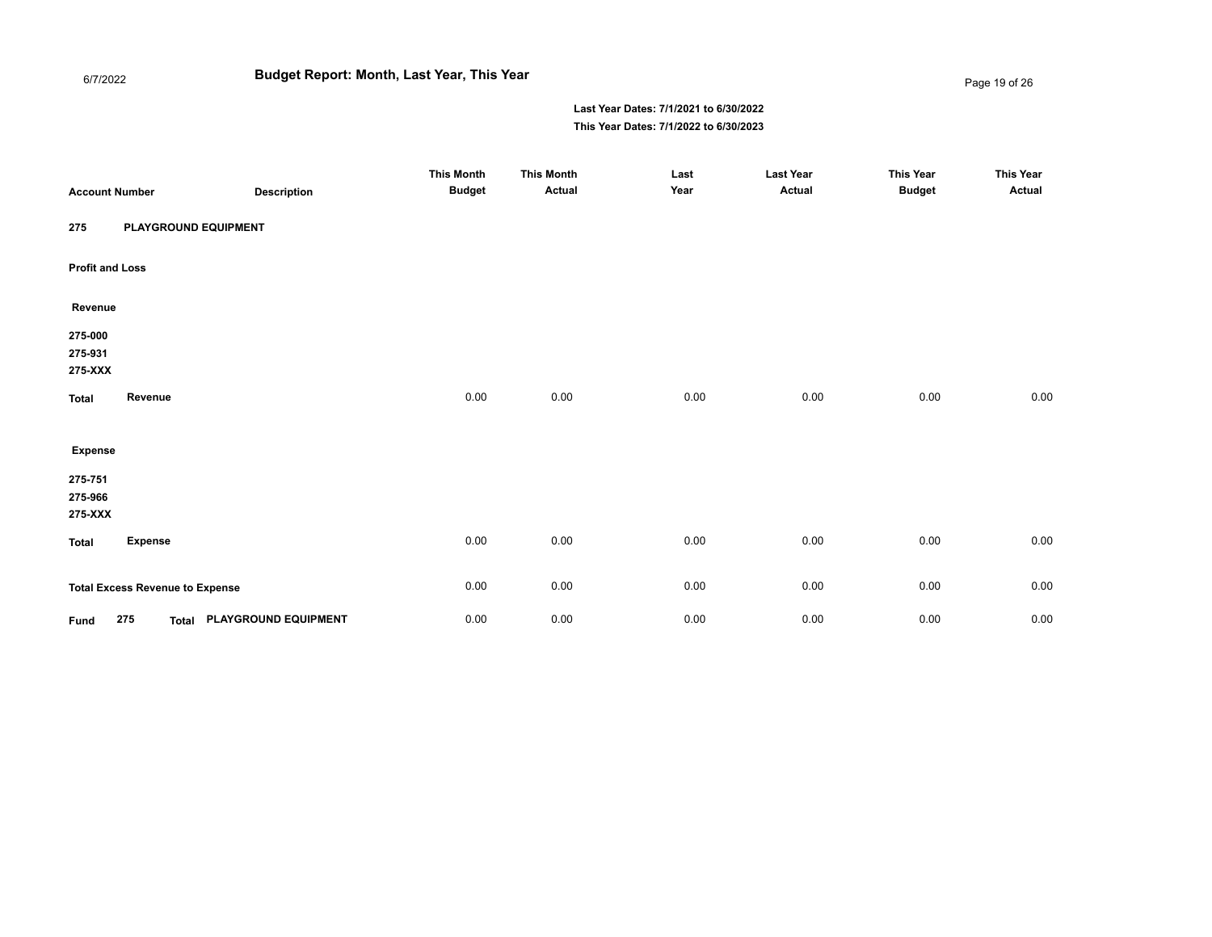# Budget Report: Month, Last Year, This Year

6/7/2022

**Last Year Dates: 7/1/2021 to 6/30/2022**
**This Year Dates: 7/1/2022 to 6/30/2023**

| Account Number | Description | This Month Budget | This Month Actual | Last Year | Last Year Actual | This Year Budget | This Year Actual |
|---|---|---|---|---|---|---|---|
| **275** | **PLAYGROUND EQUIPMENT** | | | | | | |
| **Profit and Loss** | | | | | | | |
| **Revenue** | | | | | | | |
| **275-000** | | | | | | | |
| **275-931** | | | | | | | |
| **275-XXX** | | | | | | | |
| **Total Revenue** | | 0.00 | 0.00 | 0.00 | 0.00 | 0.00 | 0.00 |
| **Expense** | | | | | | | |
| **275-751** | | | | | | | |
| **275-966** | | | | | | | |
| **275-XXX** | | | | | | | |
| **Total Expense** | | 0.00 | 0.00 | 0.00 | 0.00 | 0.00 | 0.00 |
| **Total Excess Revenue to Expense** | | 0.00 | 0.00 | 0.00 | 0.00 | 0.00 | 0.00 |
| **Fund 275 Total** | **PLAYGROUND EQUIPMENT** | 0.00 | 0.00 | 0.00 | 0.00 | 0.00 | 0.00 |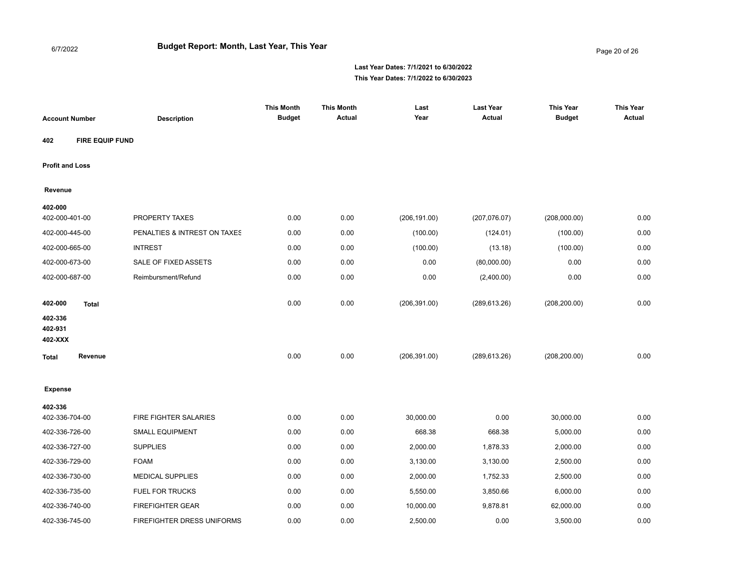6/7/2022

# Budget Report: Month, Last Year, This Year

**Last Year Dates: 7/1/2021 to 6/30/2022**
**This Year Dates: 7/1/2022 to 6/30/2023**

| Account Number | Description | This Month Budget | This Month Actual | Last Year | Last Year Actual | This Year Budget | This Year Actual |
|---|---|---|---|---|---|---|---|
| **402** | **FIRE EQUIP FUND** | | | | | | |
| **Profit and Loss** | | | | | | | |
| **Revenue** | | | | | | | |
| **402-000** | | | | | | | |
| 402-000-401-00 | PROPERTY TAXES | 0.00 | 0.00 | (206,191.00) | (207,076.07) | (208,000.00) | 0.00 |
| 402-000-445-00 | PENALTIES & INTREST ON TAXES | 0.00 | 0.00 | (100.00) | (124.01) | (100.00) | 0.00 |
| 402-000-665-00 | INTREST | 0.00 | 0.00 | (100.00) | (13.18) | (100.00) | 0.00 |
| 402-000-673-00 | SALE OF FIXED ASSETS | 0.00 | 0.00 | 0.00 | (80,000.00) | 0.00 | 0.00 |
| 402-000-687-00 | Reimbursment/Refund | 0.00 | 0.00 | 0.00 | (2,400.00) | 0.00 | 0.00 |
| **402-000 Total** | | 0.00 | 0.00 | (206,391.00) | (289,613.26) | (208,200.00) | 0.00 |
| **402-336** | | | | | | | |
| **402-931** | | | | | | | |
| **402-XXX** | | | | | | | |
| **Total Revenue** | | 0.00 | 0.00 | (206,391.00) | (289,613.26) | (208,200.00) | 0.00 |
| **Expense** | | | | | | | |
| **402-336** | | | | | | | |
| 402-336-704-00 | FIRE FIGHTER SALARIES | 0.00 | 0.00 | 30,000.00 | 0.00 | 30,000.00 | 0.00 |
| 402-336-726-00 | SMALL EQUIPMENT | 0.00 | 0.00 | 668.38 | 668.38 | 5,000.00 | 0.00 |
| 402-336-727-00 | SUPPLIES | 0.00 | 0.00 | 2,000.00 | 1,878.33 | 2,000.00 | 0.00 |
| 402-336-729-00 | FOAM | 0.00 | 0.00 | 3,130.00 | 3,130.00 | 2,500.00 | 0.00 |
| 402-336-730-00 | MEDICAL SUPPLIES | 0.00 | 0.00 | 2,000.00 | 1,752.33 | 2,500.00 | 0.00 |
| 402-336-735-00 | FUEL FOR TRUCKS | 0.00 | 0.00 | 5,550.00 | 3,850.66 | 6,000.00 | 0.00 |
| 402-336-740-00 | FIREFIGHTER GEAR | 0.00 | 0.00 | 10,000.00 | 9,878.81 | 62,000.00 | 0.00 |
| 402-336-745-00 | FIREFIGHTER DRESS UNIFORMS | 0.00 | 0.00 | 2,500.00 | 0.00 | 3,500.00 | 0.00 |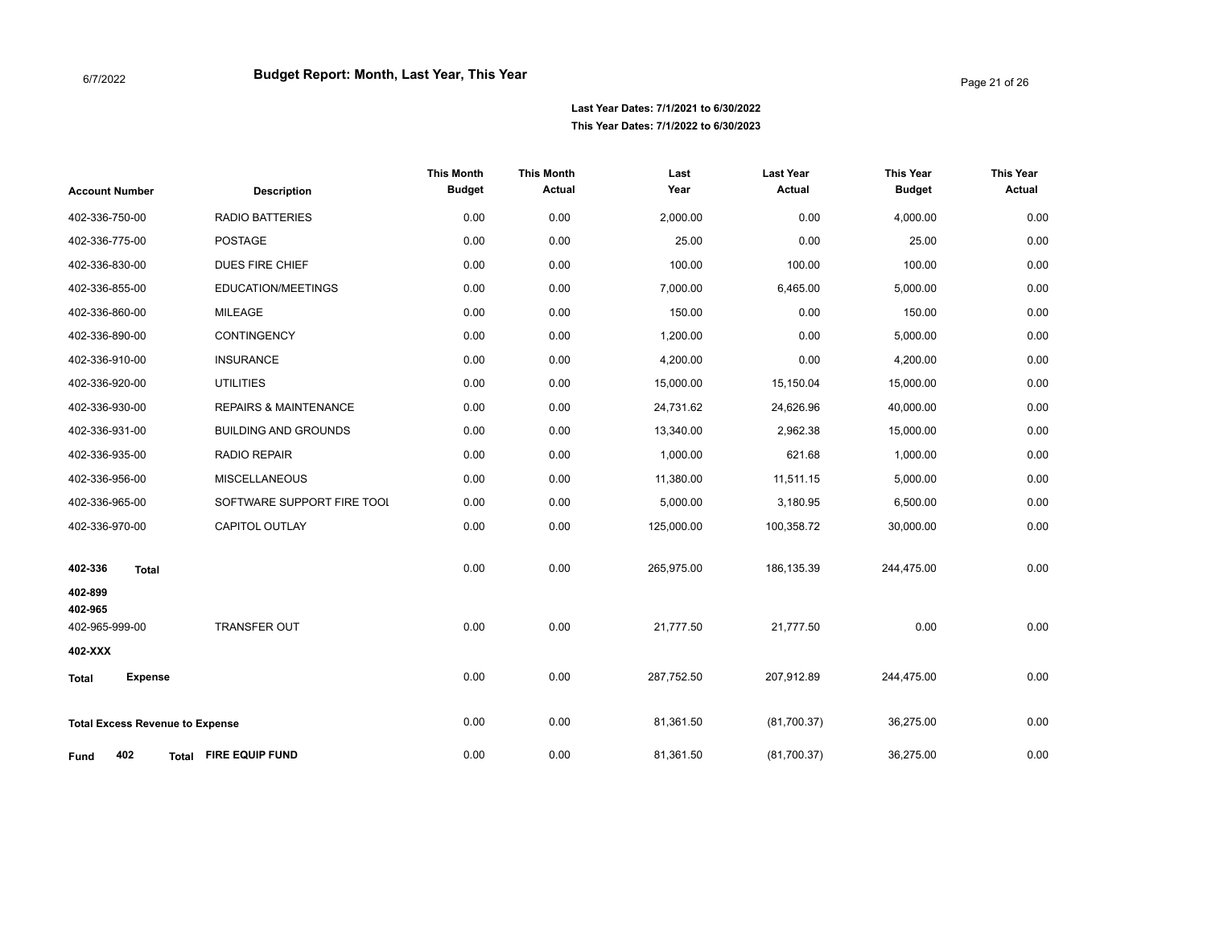# Budget Report: Month, Last Year, This Year

6/7/2022

**Last Year Dates: 7/1/2021 to 6/30/2022**
**This Year Dates: 7/1/2022 to 6/30/2023**

| Account Number | Description | This Month Budget | This Month Actual | Last Year | Last Year Actual | This Year Budget | This Year Actual |
|---|---|---|---|---|---|---|---|
| 402-336-750-00 | RADIO BATTERIES | 0.00 | 0.00 | 2,000.00 | 0.00 | 4,000.00 | 0.00 |
| 402-336-775-00 | POSTAGE | 0.00 | 0.00 | 25.00 | 0.00 | 25.00 | 0.00 |
| 402-336-830-00 | DUES FIRE CHIEF | 0.00 | 0.00 | 100.00 | 100.00 | 100.00 | 0.00 |
| 402-336-855-00 | EDUCATION/MEETINGS | 0.00 | 0.00 | 7,000.00 | 6,465.00 | 5,000.00 | 0.00 |
| 402-336-860-00 | MILEAGE | 0.00 | 0.00 | 150.00 | 0.00 | 150.00 | 0.00 |
| 402-336-890-00 | CONTINGENCY | 0.00 | 0.00 | 1,200.00 | 0.00 | 5,000.00 | 0.00 |
| 402-336-910-00 | INSURANCE | 0.00 | 0.00 | 4,200.00 | 0.00 | 4,200.00 | 0.00 |
| 402-336-920-00 | UTILITIES | 0.00 | 0.00 | 15,000.00 | 15,150.04 | 15,000.00 | 0.00 |
| 402-336-930-00 | REPAIRS & MAINTENANCE | 0.00 | 0.00 | 24,731.62 | 24,626.96 | 40,000.00 | 0.00 |
| 402-336-931-00 | BUILDING AND GROUNDS | 0.00 | 0.00 | 13,340.00 | 2,962.38 | 15,000.00 | 0.00 |
| 402-336-935-00 | RADIO REPAIR | 0.00 | 0.00 | 1,000.00 | 621.68 | 1,000.00 | 0.00 |
| 402-336-956-00 | MISCELLANEOUS | 0.00 | 0.00 | 11,380.00 | 11,511.15 | 5,000.00 | 0.00 |
| 402-336-965-00 | SOFTWARE SUPPORT FIRE TOOL | 0.00 | 0.00 | 5,000.00 | 3,180.95 | 6,500.00 | 0.00 |
| 402-336-970-00 | CAPITOL OUTLAY | 0.00 | 0.00 | 125,000.00 | 100,358.72 | 30,000.00 | 0.00 |
| **402-336 Total** | | 0.00 | 0.00 | 265,975.00 | 186,135.39 | 244,475.00 | 0.00 |
| **402-899** | | | | | | | |
| **402-965** | | | | | | | |
| 402-965-999-00 | TRANSFER OUT | 0.00 | 0.00 | 21,777.50 | 21,777.50 | 0.00 | 0.00 |
| **402-XXX** | | | | | | | |
| **Total Expense** | | 0.00 | 0.00 | 287,752.50 | 207,912.89 | 244,475.00 | 0.00 |
| **Total Excess Revenue to Expense** | | 0.00 | 0.00 | 81,361.50 | (81,700.37) | 36,275.00 | 0.00 |
| **Fund 402 Total** | **FIRE EQUIP FUND** | 0.00 | 0.00 | 81,361.50 | (81,700.37) | 36,275.00 | 0.00 |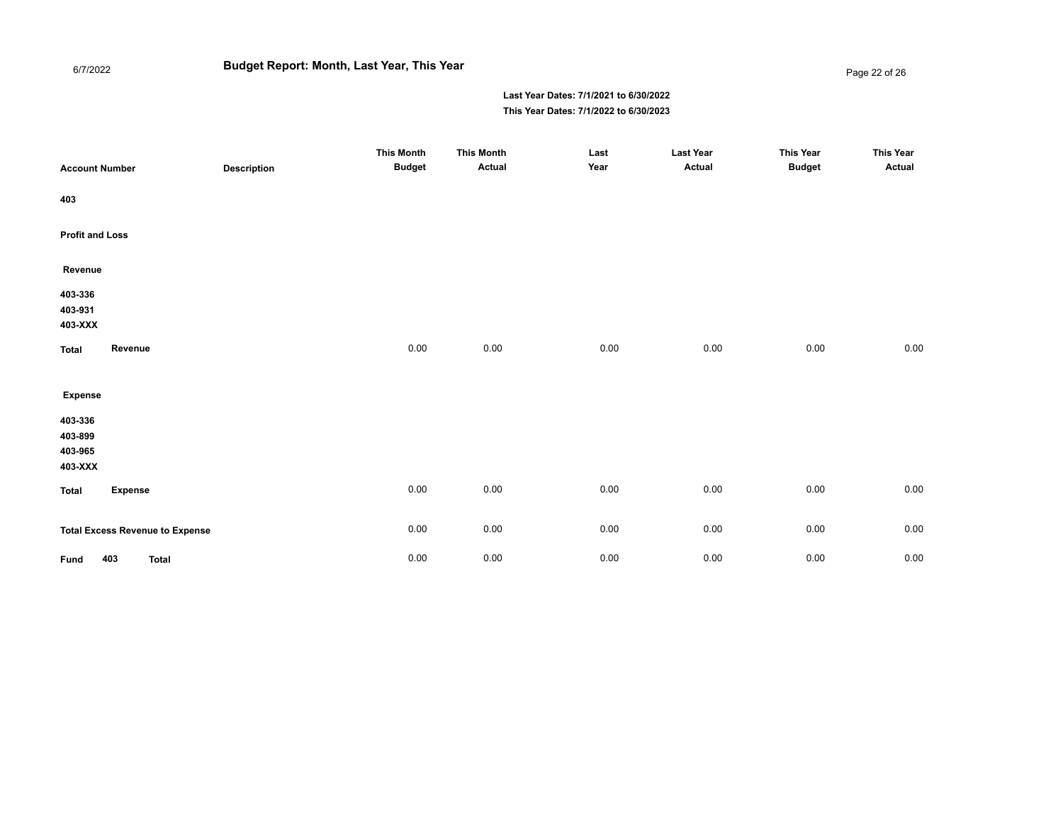6/7/2022

# Budget Report: Month, Last Year, This Year

**Last Year Dates: 7/1/2021 to 6/30/2022**
**This Year Dates: 7/1/2022 to 6/30/2023**

| Account Number | Description | This Month Budget | This Month Actual | Last Year | Last Year Actual | This Year Budget | This Year Actual |
|---|---|---|---|---|---|---|---|
| **403** | | | | | | | |
| **Profit and Loss** | | | | | | | |
| **Revenue** | | | | | | | |
| **403-336** | | | | | | | |
| **403-931** | | | | | | | |
| **403-XXX** | | | | | | | |
| **Total Revenue** | | 0.00 | 0.00 | 0.00 | 0.00 | 0.00 | 0.00 |
| **Expense** | | | | | | | |
| **403-336** | | | | | | | |
| **403-899** | | | | | | | |
| **403-965** | | | | | | | |
| **403-XXX** | | | | | | | |
| **Total Expense** | | 0.00 | 0.00 | 0.00 | 0.00 | 0.00 | 0.00 |
| **Total Excess Revenue to Expense** | | 0.00 | 0.00 | 0.00 | 0.00 | 0.00 | 0.00 |
| **Fund 403 Total** | | 0.00 | 0.00 | 0.00 | 0.00 | 0.00 | 0.00 |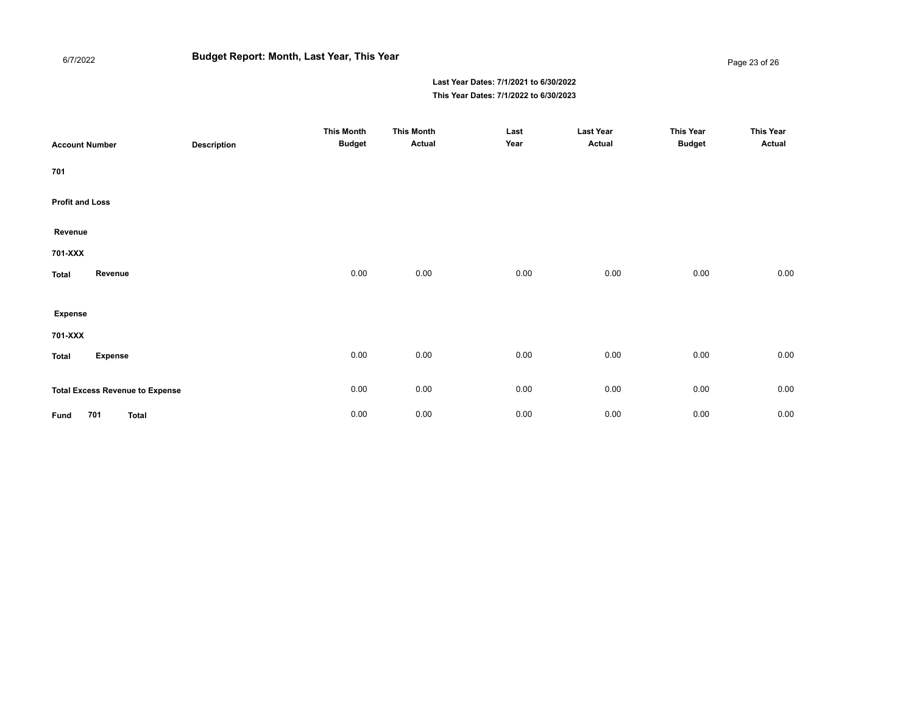# Budget Report: Month, Last Year, This Year

6/7/2022

**Last Year Dates: 7/1/2021 to 6/30/2022**
**This Year Dates: 7/1/2022 to 6/30/2023**

| Account Number | Description | This Month Budget | This Month Actual | Last Year | Last Year Actual | This Year Budget | This Year Actual |
|---|---|---|---|---|---|---|---|
| **701** | | | | | | | |
| **Profit and Loss** | | | | | | | |
| **Revenue** | | | | | | | |
| **701-XXX** | | | | | | | |
| **Total** | **Revenue** | 0.00 | 0.00 | 0.00 | 0.00 | 0.00 | 0.00 |
| **Expense** | | | | | | | |
| **701-XXX** | | | | | | | |
| **Total** | **Expense** | 0.00 | 0.00 | 0.00 | 0.00 | 0.00 | 0.00 |
| **Total Excess Revenue to Expense** | | 0.00 | 0.00 | 0.00 | 0.00 | 0.00 | 0.00 |
| **Fund 701 Total** | | 0.00 | 0.00 | 0.00 | 0.00 | 0.00 | 0.00 |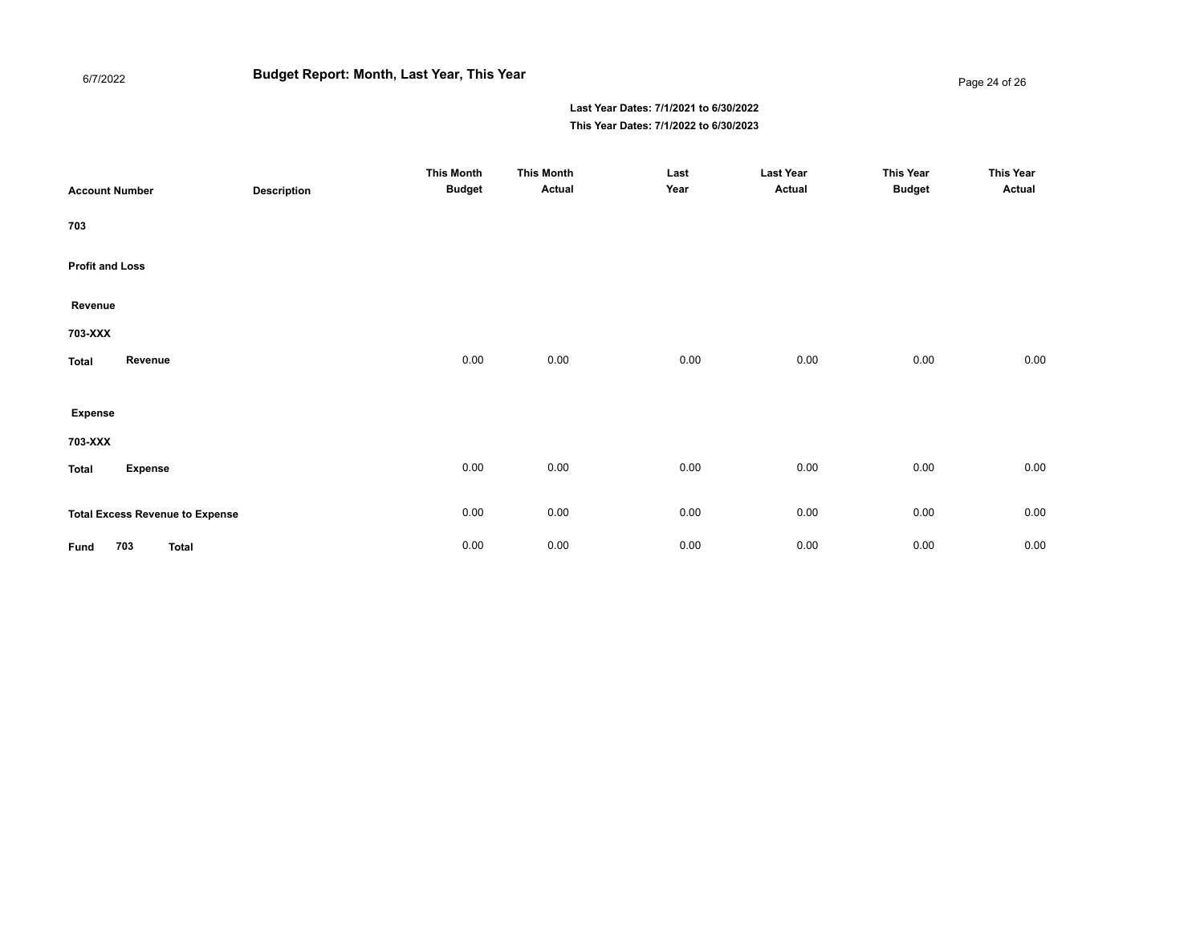# Budget Report: Month, Last Year, This Year

6/7/2022

**Last Year Dates: 7/1/2021 to 6/30/2022**
**This Year Dates: 7/1/2022 to 6/30/2023**

| Account Number | Description | This Month Budget | This Month Actual | Last Year | Last Year Actual | This Year Budget | This Year Actual |
|---|---|---|---|---|---|---|---|
| **703** | | | | | | | |
| **Profit and Loss** | | | | | | | |
| **Revenue** | | | | | | | |
| **703-XXX** | | | | | | | |
| **Total** **Revenue** | | 0.00 | 0.00 | 0.00 | 0.00 | 0.00 | 0.00 |
| **Expense** | | | | | | | |
| **703-XXX** | | | | | | | |
| **Total** **Expense** | | 0.00 | 0.00 | 0.00 | 0.00 | 0.00 | 0.00 |
| **Total Excess Revenue to Expense** | | 0.00 | 0.00 | 0.00 | 0.00 | 0.00 | 0.00 |
| **Fund** **703** **Total** | | 0.00 | 0.00 | 0.00 | 0.00 | 0.00 | 0.00 |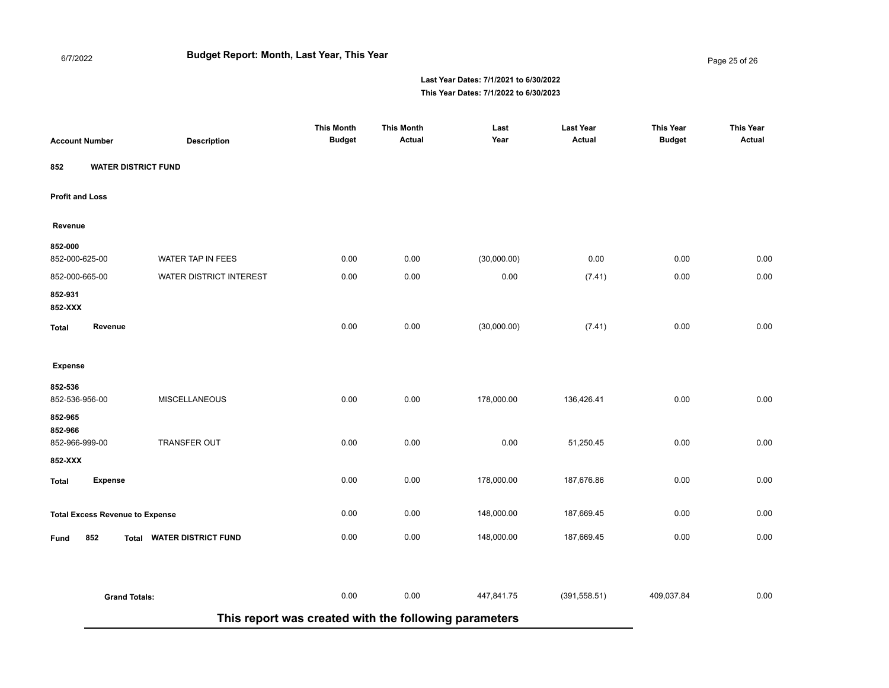## Budget Report: Month, Last Year, This Year

**Last Year Dates: 7/1/2021 to 6/30/2022**
**This Year Dates: 7/1/2022 to 6/30/2023**

| Account Number | Description | This Month Budget | This Month Actual | Last Year | Last Year Actual | This Year Budget | This Year Actual |
|---|---|---|---|---|---|---|---|
| **852 WATER DISTRICT FUND** | | | | | | | |
| **Profit and Loss** | | | | | | | |
| **Revenue** | | | | | | | |
| **852-000** | | | | | | | |
| 852-000-625-00 | WATER TAP IN FEES | 0.00 | 0.00 | (30,000.00) | 0.00 | 0.00 | 0.00 |
| 852-000-665-00 | WATER DISTRICT INTEREST | 0.00 | 0.00 | 0.00 | (7.41) | 0.00 | 0.00 |
| **852-931** | | | | | | | |
| **852-XXX** | | | | | | | |
| **Total Revenue** | | 0.00 | 0.00 | (30,000.00) | (7.41) | 0.00 | 0.00 |
| **Expense** | | | | | | | |
| **852-536** | | | | | | | |
| 852-536-956-00 | MISCELLANEOUS | 0.00 | 0.00 | 178,000.00 | 136,426.41 | 0.00 | 0.00 |
| **852-965** | | | | | | | |
| **852-966** | | | | | | | |
| 852-966-999-00 | TRANSFER OUT | 0.00 | 0.00 | 0.00 | 51,250.45 | 0.00 | 0.00 |
| **852-XXX** | | | | | | | |
| **Total Expense** | | 0.00 | 0.00 | 178,000.00 | 187,676.86 | 0.00 | 0.00 |
| **Total Excess Revenue to Expense** | | 0.00 | 0.00 | 148,000.00 | 187,669.45 | 0.00 | 0.00 |
| **Fund 852 Total WATER DISTRICT FUND** | | 0.00 | 0.00 | 148,000.00 | 187,669.45 | 0.00 | 0.00 |
| **Grand Totals:** | | 0.00 | 0.00 | 447,841.75 | (391,558.51) | 409,037.84 | 0.00 |

**This report was created with the following parameters**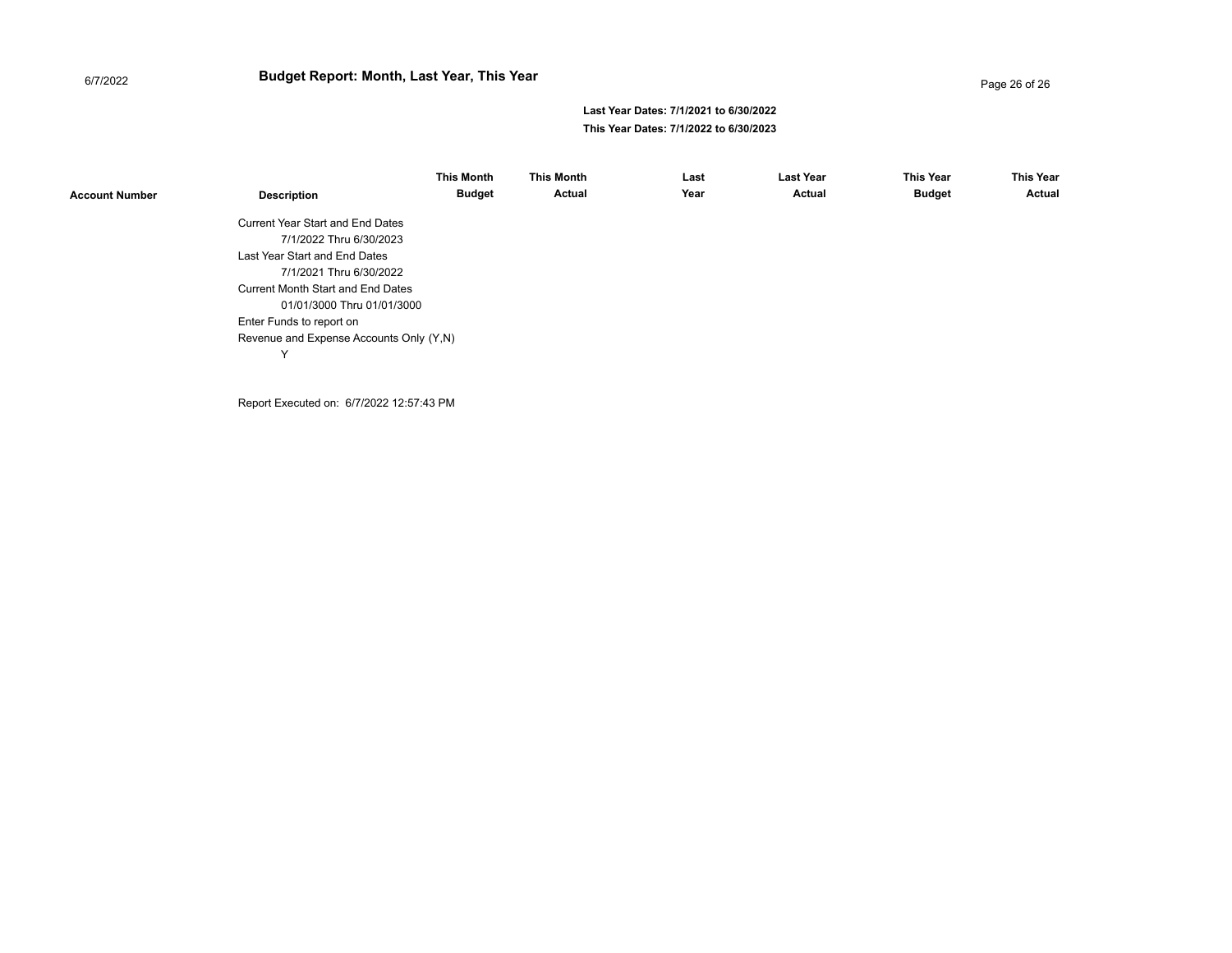# Budget Report: Month, Last Year, This Year

**Last Year Dates: 7/1/2021 to 6/30/2022**

**This Year Dates: 7/1/2022 to 6/30/2023**

| Account Number | Description | This Month Budget | This Month Actual | Last Year | Last Year Actual | This Year Budget | This Year Actual |
|---|---|---|---|---|---|---|---|

Current Year Start and End Dates
7/1/2022 Thru 6/30/2023
Last Year Start and End Dates
7/1/2021 Thru 6/30/2022
Current Month Start and End Dates
01/01/3000 Thru 01/01/3000
Enter Funds to report on
Revenue and Expense Accounts Only (Y,N)
Y

Report Executed on: 6/7/2022 12:57:43 PM